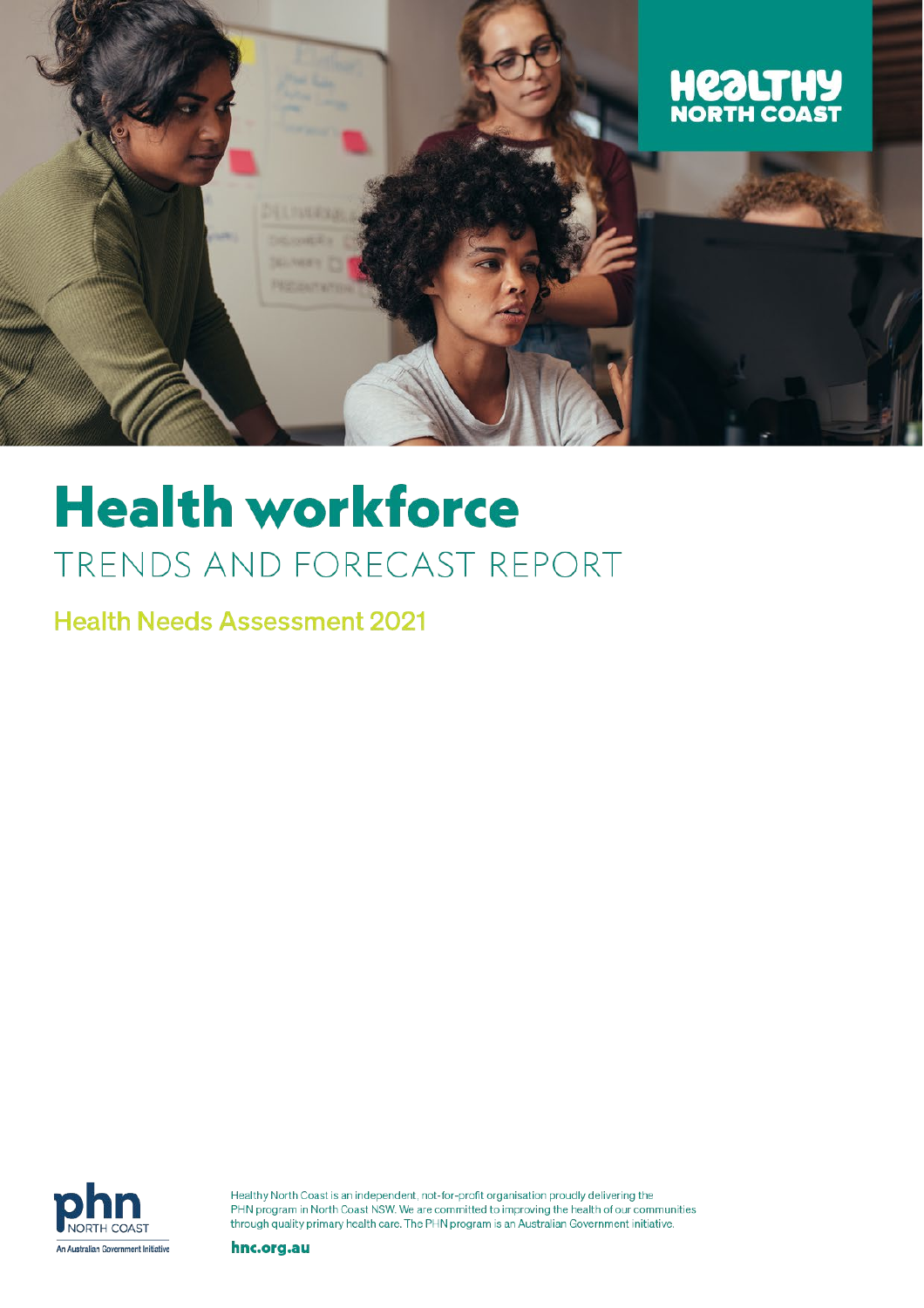HEALTHY NORTH COAST

# Health workforce

## TRENDS AND FORECAST REPORT

### Health Needs Assessment 2021

phn NORTH COAST

An Australian Government Initiative

Healthy North Coast is an independent, not-for-profit organisation proudly delivering the PHN program in North Coast NSW. We are committed to improving the health of our communities through quality primary health care. The PHN program is an Australian Government initiative.

**hnc.org.au**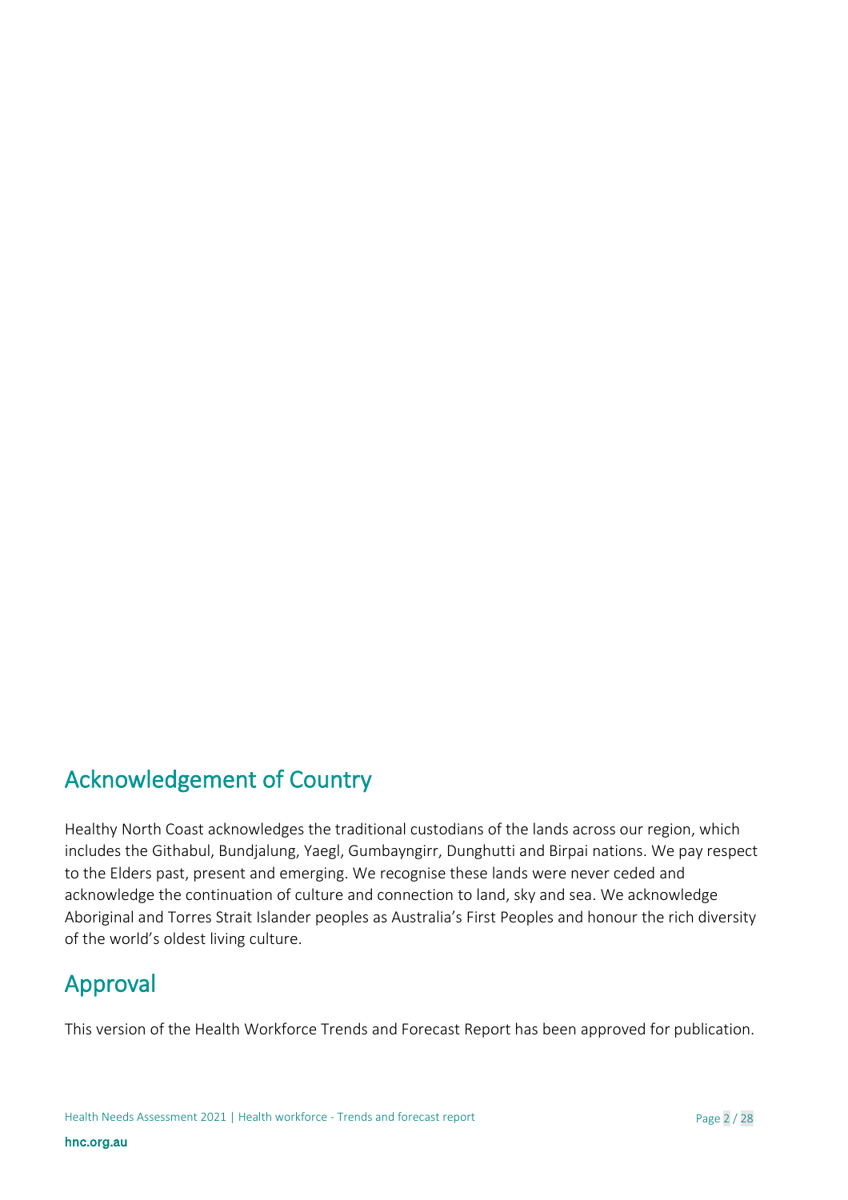## Acknowledgement of Country

Healthy North Coast acknowledges the traditional custodians of the lands across our region, which includes the Githabul, Bundjalung, Yaegl, Gumbayngirr, Dunghutti and Birpai nations. We pay respect to the Elders past, present and emerging. We recognise these lands were never ceded and acknowledge the continuation of culture and connection to land, sky and sea. We acknowledge Aboriginal and Torres Strait Islander peoples as Australia's First Peoples and honour the rich diversity of the world's oldest living culture.

## Approval

This version of the Health Workforce Trends and Forecast Report has been approved for publication.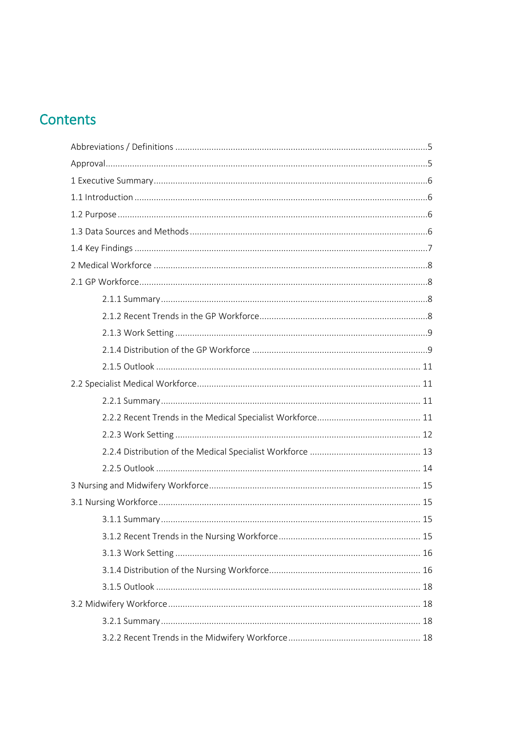# Contents

- Abbreviations / Definitions ....5
- Approval ....5
- 1 Executive Summary ....6
- 1.1 Introduction ....6
- 1.2 Purpose ....6
- 1.3 Data Sources and Methods ....6
- 1.4 Key Findings ....7
- 2 Medical Workforce ....8
- 2.1 GP Workforce ....8
  - 2.1.1 Summary ....8
  - 2.1.2 Recent Trends in the GP Workforce ....8
  - 2.1.3 Work Setting ....9
  - 2.1.4 Distribution of the GP Workforce ....9
  - 2.1.5 Outlook ....11
- 2.2 Specialist Medical Workforce ....11
  - 2.2.1 Summary ....11
  - 2.2.2 Recent Trends in the Medical Specialist Workforce ....11
  - 2.2.3 Work Setting ....12
  - 2.2.4 Distribution of the Medical Specialist Workforce ....13
  - 2.2.5 Outlook ....14
- 3 Nursing and Midwifery Workforce ....15
- 3.1 Nursing Workforce ....15
  - 3.1.1 Summary ....15
  - 3.1.2 Recent Trends in the Nursing Workforce ....15
  - 3.1.3 Work Setting ....16
  - 3.1.4 Distribution of the Nursing Workforce ....16
  - 3.1.5 Outlook ....18
- 3.2 Midwifery Workforce ....18
  - 3.2.1 Summary ....18
  - 3.2.2 Recent Trends in the Midwifery Workforce ....18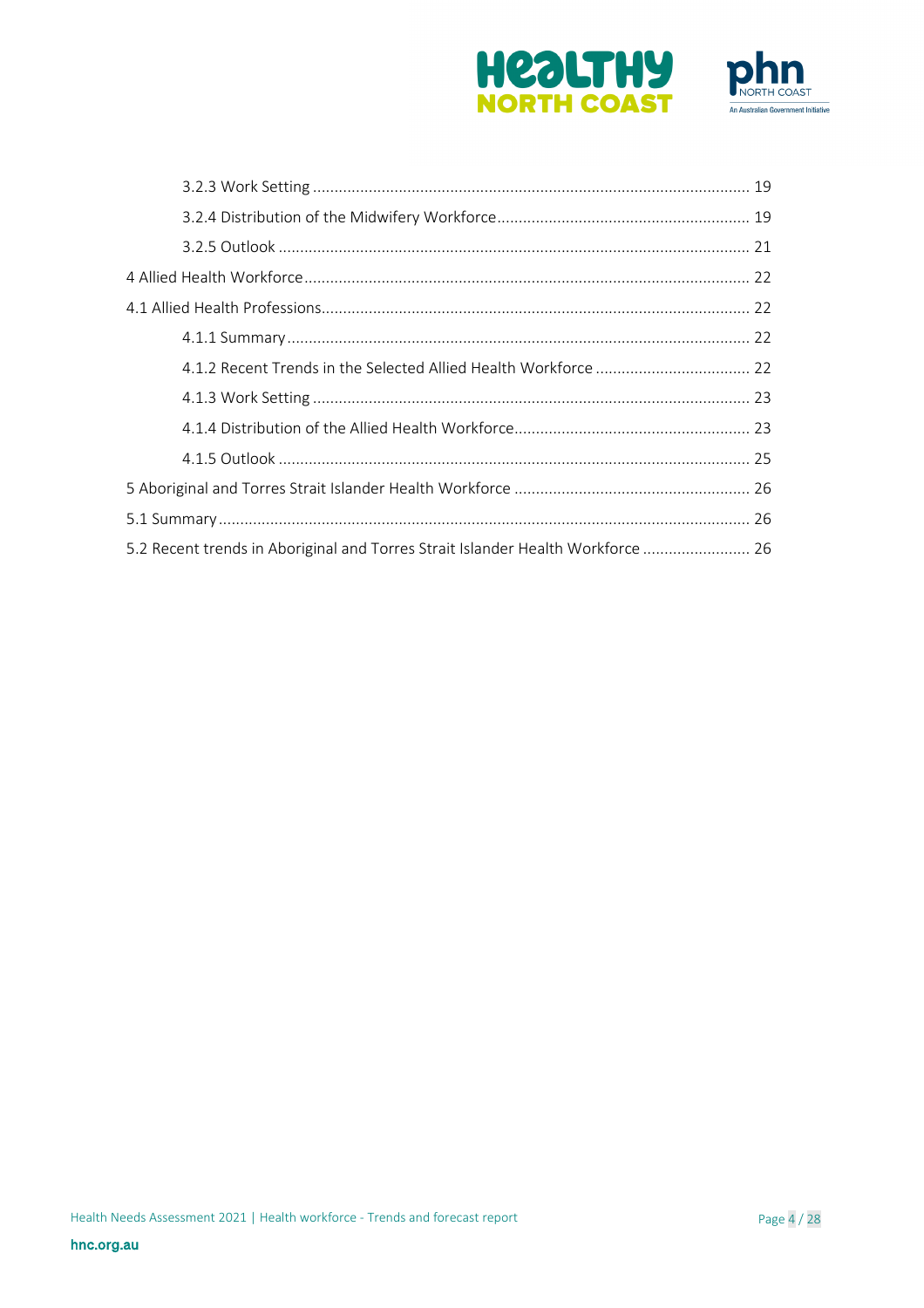3.2.3 Work Setting ..................................................................................................... 19

3.2.4 Distribution of the Midwifery Workforce........................................................... 19

3.2.5 Outlook ............................................................................................................ 21

4 Allied Health Workforce......................................................................................................... 22

4.1 Allied Health Professions.................................................................................................... 22

4.1.1 Summary........................................................................................................... 22

4.1.2 Recent Trends in the Selected Allied Health Workforce .................................... 22

4.1.3 Work Setting ..................................................................................................... 23

4.1.4 Distribution of the Allied Health Workforce....................................................... 23

4.1.5 Outlook ............................................................................................................ 25

5 Aboriginal and Torres Strait Islander Health Workforce ....................................................... 26

5.1 Summary.............................................................................................................................. 26

5.2 Recent trends in Aboriginal and Torres Strait Islander Health Workforce ......................... 26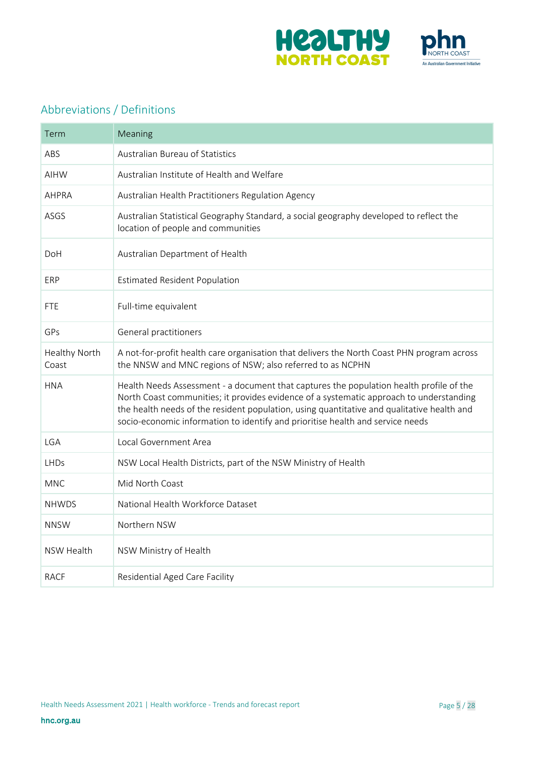## Abbreviations / Definitions

| Term | Meaning |
|---|---|
| ABS | Australian Bureau of Statistics |
| AIHW | Australian Institute of Health and Welfare |
| AHPRA | Australian Health Practitioners Regulation Agency |
| ASGS | Australian Statistical Geography Standard, a social geography developed to reflect the location of people and communities |
| DoH | Australian Department of Health |
| ERP | Estimated Resident Population |
| FTE | Full-time equivalent |
| GPs | General practitioners |
| Healthy North Coast | A not-for-profit health care organisation that delivers the North Coast PHN program across the NNSW and MNC regions of NSW; also referred to as NCPHN |
| HNA | Health Needs Assessment - a document that captures the population health profile of the North Coast communities; it provides evidence of a systematic approach to understanding the health needs of the resident population, using quantitative and qualitative health and socio-economic information to identify and prioritise health and service needs |
| LGA | Local Government Area |
| LHDs | NSW Local Health Districts, part of the NSW Ministry of Health |
| MNC | Mid North Coast |
| NHWDS | National Health Workforce Dataset |
| NNSW | Northern NSW |
| NSW Health | NSW Ministry of Health |
| RACF | Residential Aged Care Facility |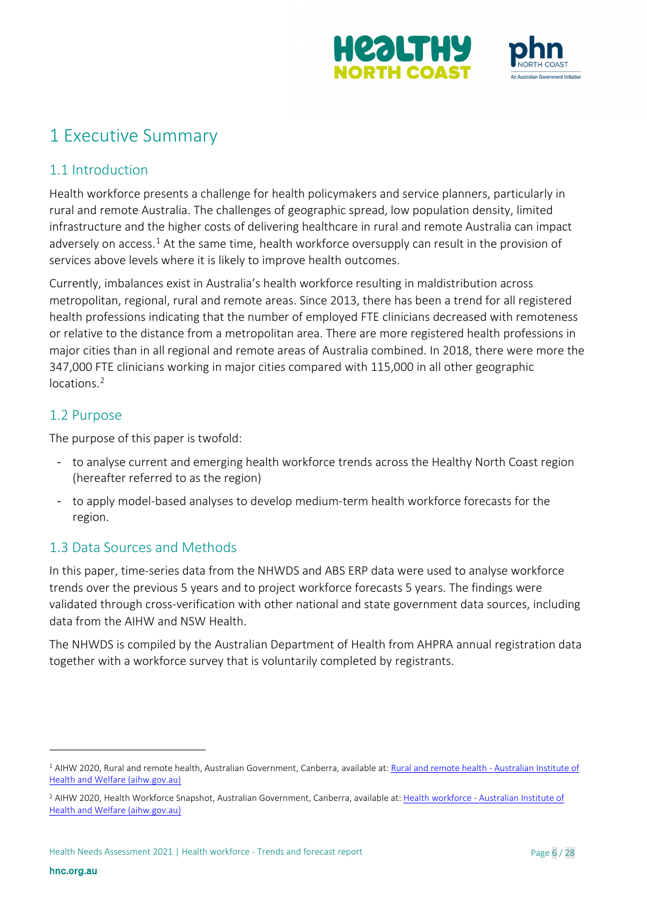# 1 Executive Summary

## 1.1 Introduction

Health workforce presents a challenge for health policymakers and service planners, particularly in rural and remote Australia. The challenges of geographic spread, low population density, limited infrastructure and the higher costs of delivering healthcare in rural and remote Australia can impact adversely on access.[1] At the same time, health workforce oversupply can result in the provision of services above levels where it is likely to improve health outcomes.

Currently, imbalances exist in Australia's health workforce resulting in maldistribution across metropolitan, regional, rural and remote areas. Since 2013, there has been a trend for all registered health professions indicating that the number of employed FTE clinicians decreased with remoteness or relative to the distance from a metropolitan area. There are more registered health professions in major cities than in all regional and remote areas of Australia combined. In 2018, there were more the 347,000 FTE clinicians working in major cities compared with 115,000 in all other geographic locations.[2]

## 1.2 Purpose

The purpose of this paper is twofold:

- to analyse current and emerging health workforce trends across the Healthy North Coast region (hereafter referred to as the region)
- to apply model-based analyses to develop medium-term health workforce forecasts for the region.

## 1.3 Data Sources and Methods

In this paper, time-series data from the NHWDS and ABS ERP data were used to analyse workforce trends over the previous 5 years and to project workforce forecasts 5 years. The findings were validated through cross-verification with other national and state government data sources, including data from the AIHW and NSW Health.

The NHWDS is compiled by the Australian Department of Health from AHPRA annual registration data together with a workforce survey that is voluntarily completed by registrants.

---

[1] AIHW 2020, Rural and remote health, Australian Government, Canberra, available at: Rural and remote health - Australian Institute of Health and Welfare (aihw.gov.au)

[2] AIHW 2020, Health Workforce Snapshot, Australian Government, Canberra, available at: Health workforce - Australian Institute of Health and Welfare (aihw.gov.au)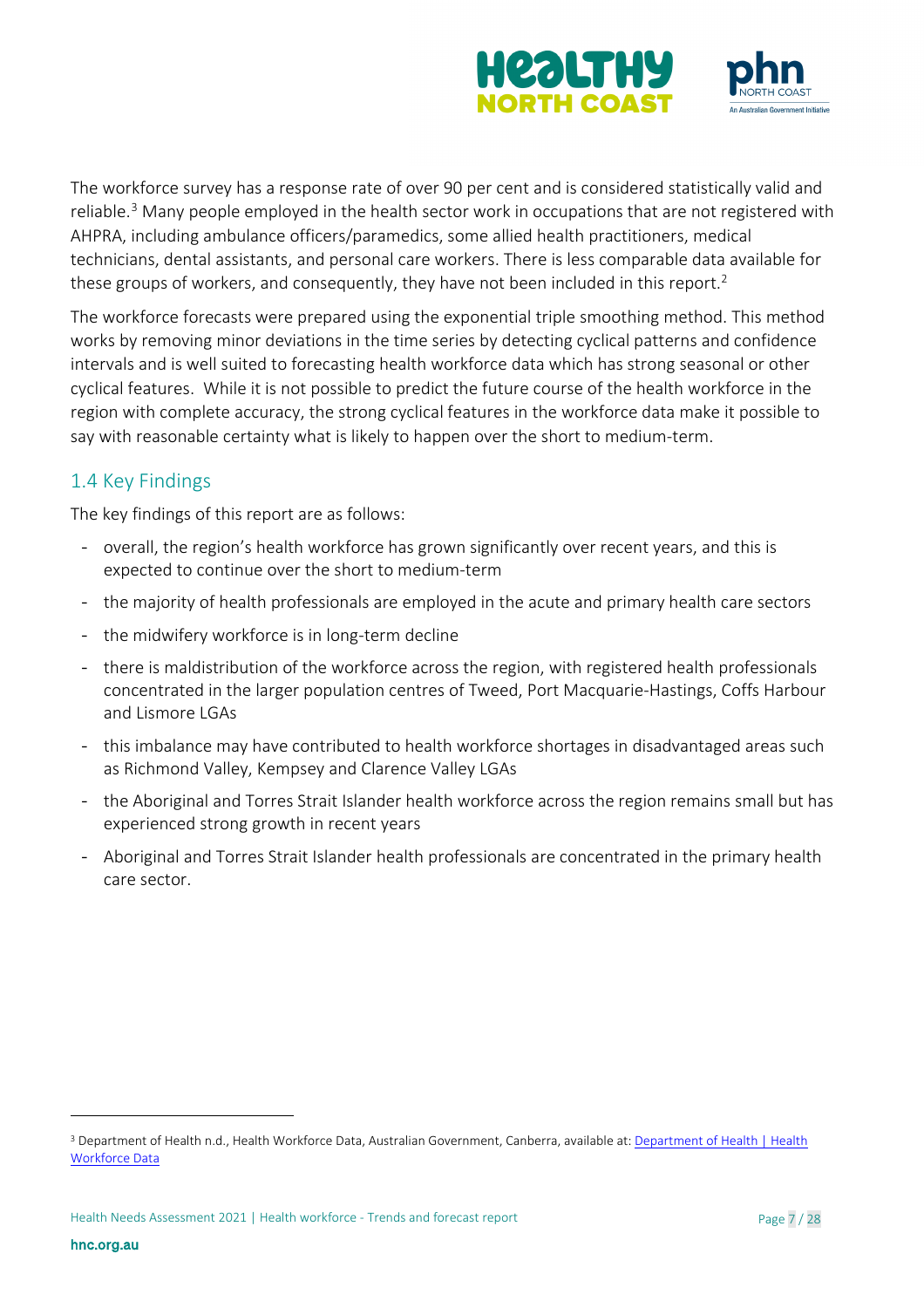The workforce survey has a response rate of over 90 per cent and is considered statistically valid and reliable.[3] Many people employed in the health sector work in occupations that are not registered with AHPRA, including ambulance officers/paramedics, some allied health practitioners, medical technicians, dental assistants, and personal care workers. There is less comparable data available for these groups of workers, and consequently, they have not been included in this report.[2]

The workforce forecasts were prepared using the exponential triple smoothing method. This method works by removing minor deviations in the time series by detecting cyclical patterns and confidence intervals and is well suited to forecasting health workforce data which has strong seasonal or other cyclical features. While it is not possible to predict the future course of the health workforce in the region with complete accuracy, the strong cyclical features in the workforce data make it possible to say with reasonable certainty what is likely to happen over the short to medium-term.

## 1.4 Key Findings

The key findings of this report are as follows:

- overall, the region's health workforce has grown significantly over recent years, and this is expected to continue over the short to medium-term
- the majority of health professionals are employed in the acute and primary health care sectors
- the midwifery workforce is in long-term decline
- there is maldistribution of the workforce across the region, with registered health professionals concentrated in the larger population centres of Tweed, Port Macquarie-Hastings, Coffs Harbour and Lismore LGAs
- this imbalance may have contributed to health workforce shortages in disadvantaged areas such as Richmond Valley, Kempsey and Clarence Valley LGAs
- the Aboriginal and Torres Strait Islander health workforce across the region remains small but has experienced strong growth in recent years
- Aboriginal and Torres Strait Islander health professionals are concentrated in the primary health care sector.

---

[3] Department of Health n.d., Health Workforce Data, Australian Government, Canberra, available at: Department of Health | Health Workforce Data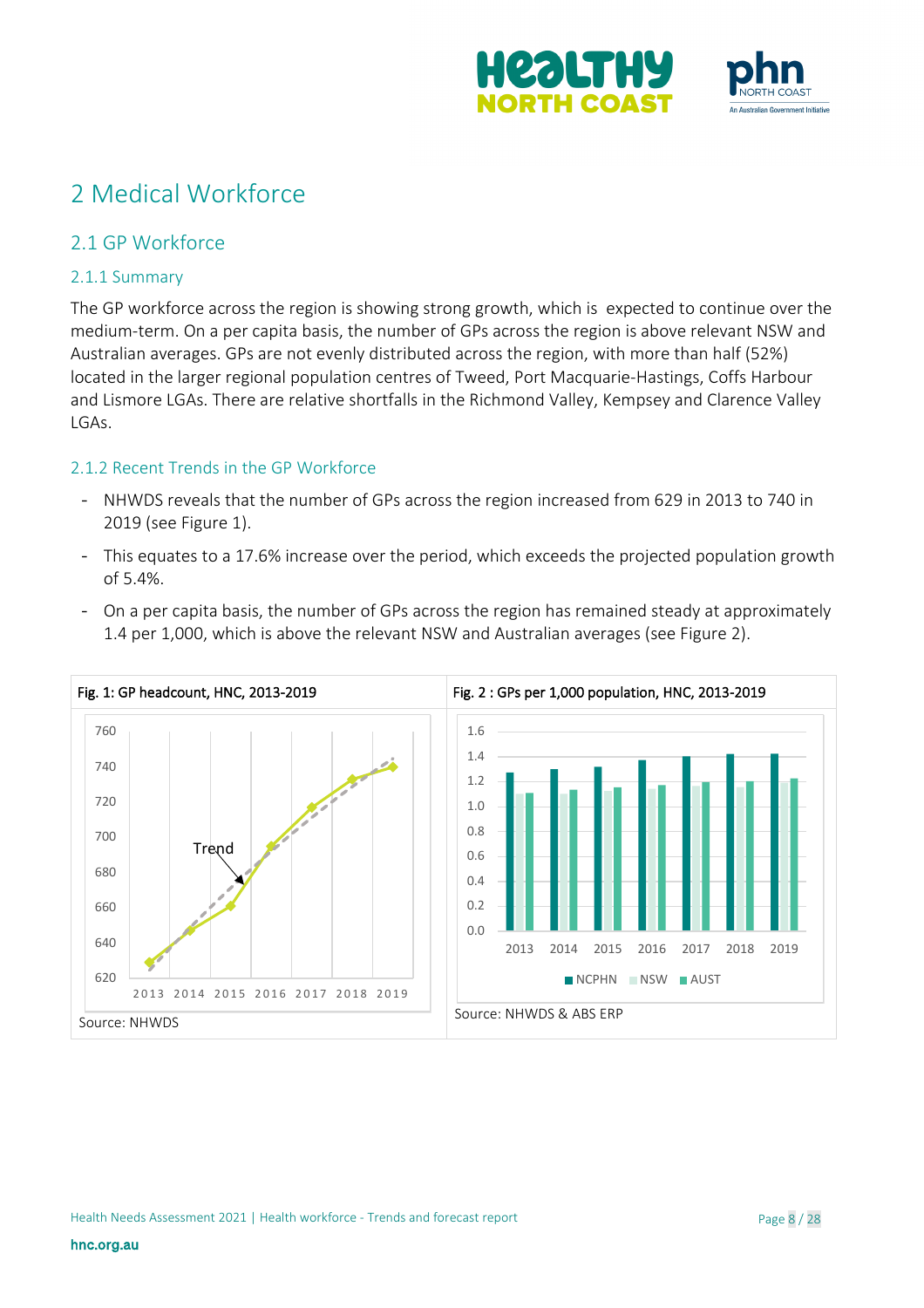# 2 Medical Workforce

## 2.1 GP Workforce

### 2.1.1 Summary

The GP workforce across the region is showing strong growth, which is expected to continue over the medium-term. On a per capita basis, the number of GPs across the region is above relevant NSW and Australian averages. GPs are not evenly distributed across the region, with more than half (52%) located in the larger regional population centres of Tweed, Port Macquarie-Hastings, Coffs Harbour and Lismore LGAs. There are relative shortfalls in the Richmond Valley, Kempsey and Clarence Valley LGAs.

### 2.1.2 Recent Trends in the GP Workforce

- NHWDS reveals that the number of GPs across the region increased from 629 in 2013 to 740 in 2019 (see Figure 1).
- This equates to a 17.6% increase over the period, which exceeds the projected population growth of 5.4%.
- On a per capita basis, the number of GPs across the region has remained steady at approximately 1.4 per 1,000, which is above the relevant NSW and Australian averages (see Figure 2).

Fig. 1: GP headcount, HNC, 2013-2019

Source: NHWDS

Fig. 2 : GPs per 1,000 population, HNC, 2013-2019

Source: NHWDS & ABS ERP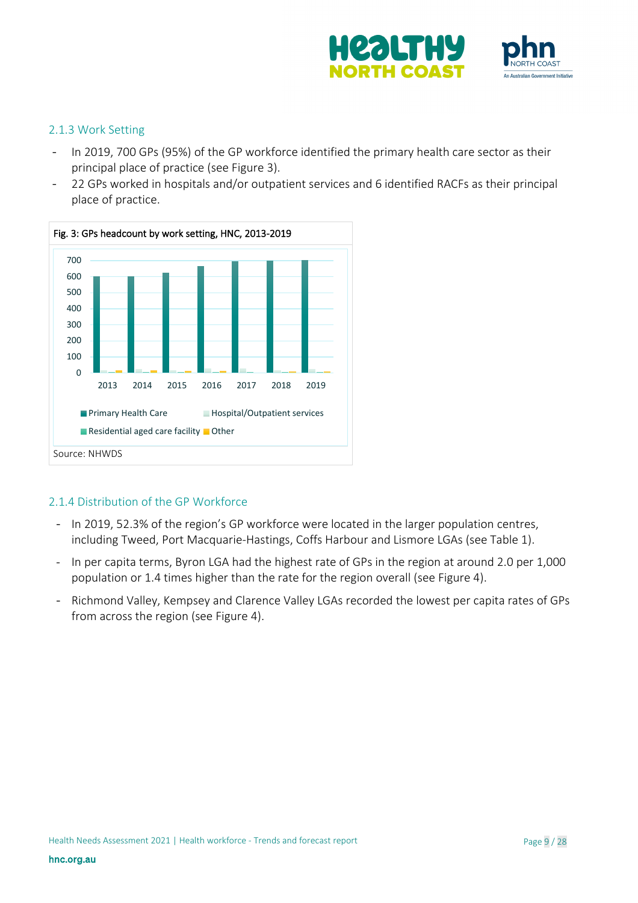### 2.1.3 Work Setting

- In 2019, 700 GPs (95%) of the GP workforce identified the primary health care sector as their principal place of practice (see Figure 3).
- 22 GPs worked in hospitals and/or outpatient services and 6 identified RACFs as their principal place of practice.

Fig. 3: GPs headcount by work setting, HNC, 2013-2019

Source: NHWDS

### 2.1.4 Distribution of the GP Workforce

- In 2019, 52.3% of the region's GP workforce were located in the larger population centres, including Tweed, Port Macquarie-Hastings, Coffs Harbour and Lismore LGAs (see Table 1).
- In per capita terms, Byron LGA had the highest rate of GPs in the region at around 2.0 per 1,000 population or 1.4 times higher than the rate for the region overall (see Figure 4).
- Richmond Valley, Kempsey and Clarence Valley LGAs recorded the lowest per capita rates of GPs from across the region (see Figure 4).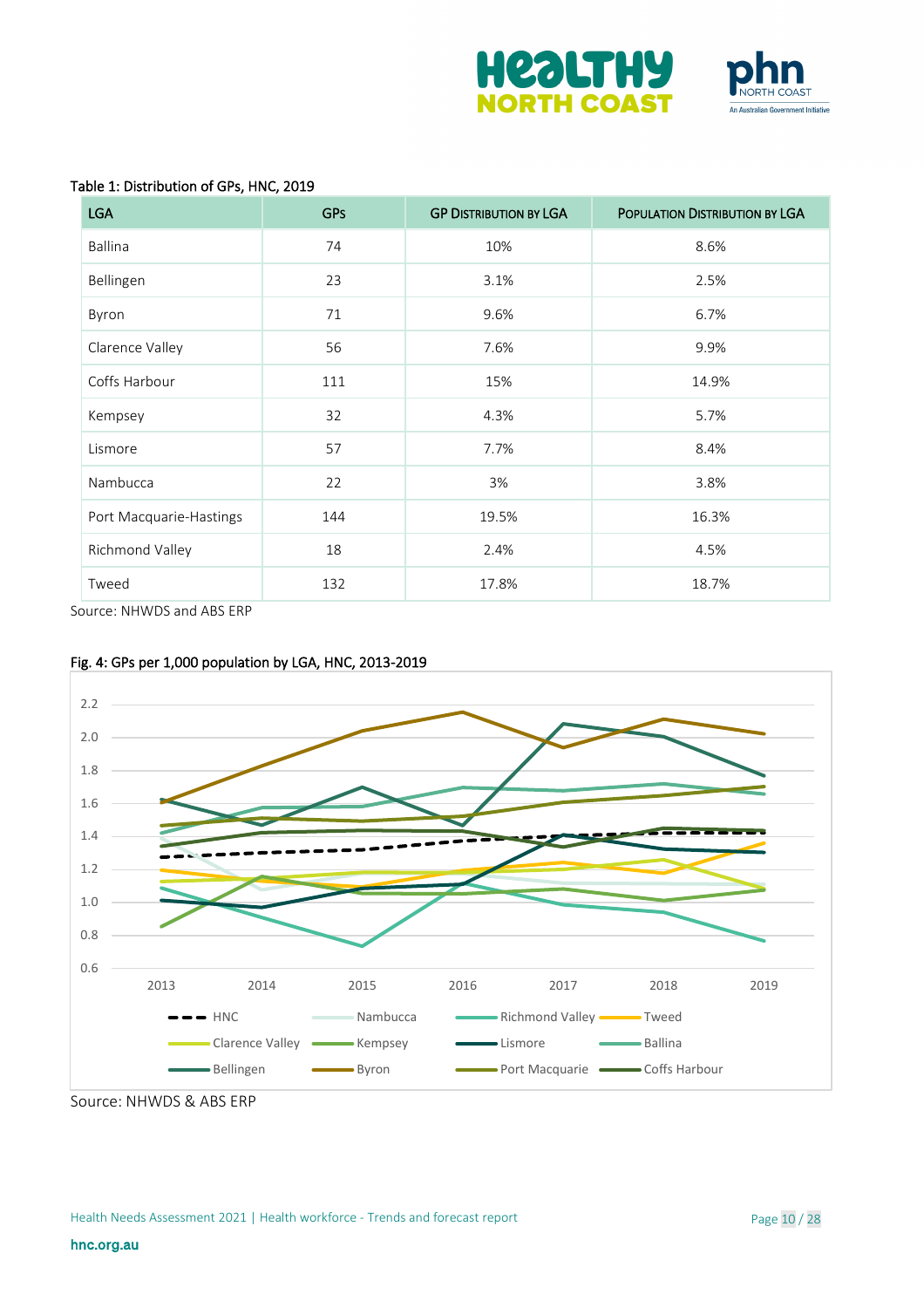Table 1: Distribution of GPs, HNC, 2019

| LGA | GPs | GP Distribution by LGA | Population Distribution by LGA |
|---|---|---|---|
| Ballina | 74 | 10% | 8.6% |
| Bellingen | 23 | 3.1% | 2.5% |
| Byron | 71 | 9.6% | 6.7% |
| Clarence Valley | 56 | 7.6% | 9.9% |
| Coffs Harbour | 111 | 15% | 14.9% |
| Kempsey | 32 | 4.3% | 5.7% |
| Lismore | 57 | 7.7% | 8.4% |
| Nambucca | 22 | 3% | 3.8% |
| Port Macquarie-Hastings | 144 | 19.5% | 16.3% |
| Richmond Valley | 18 | 2.4% | 4.5% |
| Tweed | 132 | 17.8% | 18.7% |

Source: NHWDS and ABS ERP

Fig. 4: GPs per 1,000 population by LGA, HNC, 2013-2019

Source: NHWDS & ABS ERP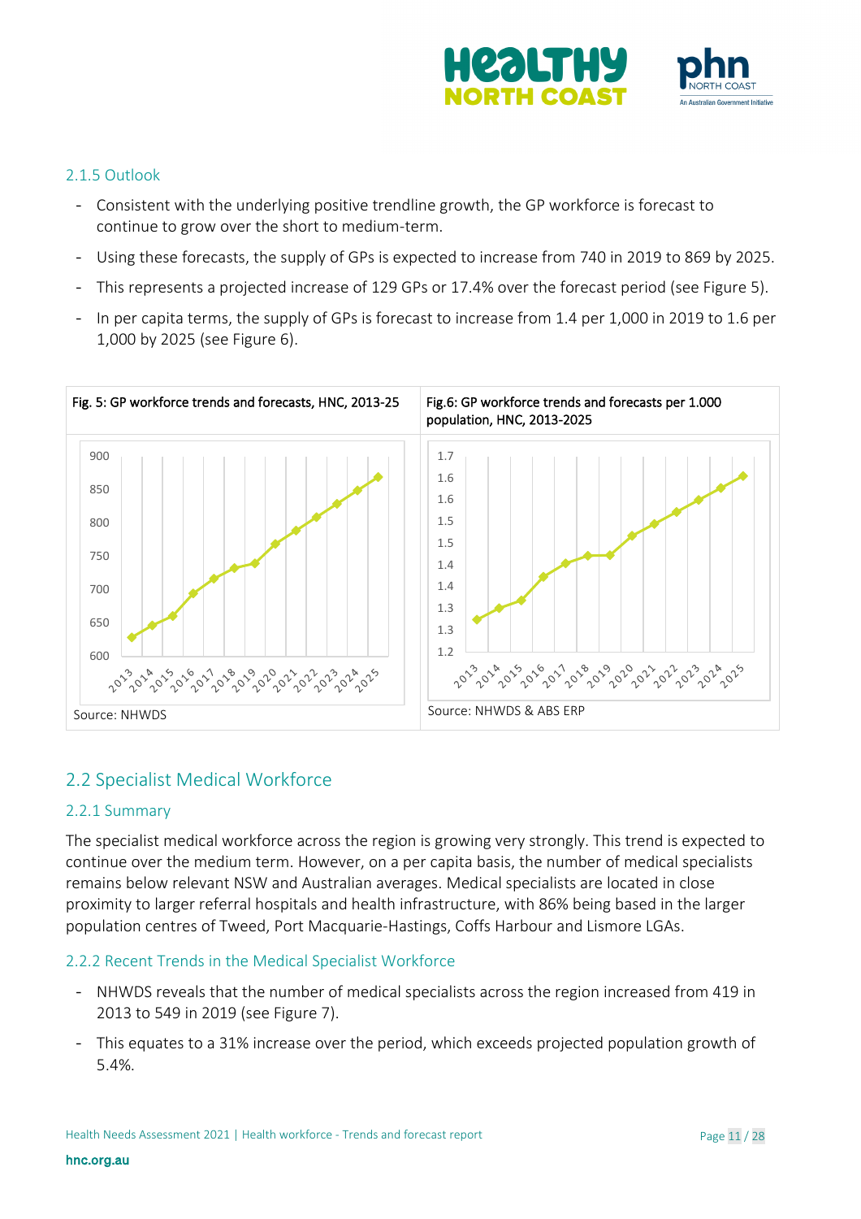### 2.1.5 Outlook

- Consistent with the underlying positive trendline growth, the GP workforce is forecast to continue to grow over the short to medium-term.
- Using these forecasts, the supply of GPs is expected to increase from 740 in 2019 to 869 by 2025.
- This represents a projected increase of 129 GPs or 17.4% over the forecast period (see Figure 5).
- In per capita terms, the supply of GPs is forecast to increase from 1.4 per 1,000 in 2019 to 1.6 per 1,000 by 2025 (see Figure 6).

Fig. 5: GP workforce trends and forecasts, HNC, 2013-25

Source: NHWDS

Fig.6: GP workforce trends and forecasts per 1.000 population, HNC, 2013-2025

Source: NHWDS & ABS ERP

## 2.2 Specialist Medical Workforce

### 2.2.1 Summary

The specialist medical workforce across the region is growing very strongly. This trend is expected to continue over the medium term. However, on a per capita basis, the number of medical specialists remains below relevant NSW and Australian averages. Medical specialists are located in close proximity to larger referral hospitals and health infrastructure, with 86% being based in the larger population centres of Tweed, Port Macquarie-Hastings, Coffs Harbour and Lismore LGAs.

### 2.2.2 Recent Trends in the Medical Specialist Workforce

- NHWDS reveals that the number of medical specialists across the region increased from 419 in 2013 to 549 in 2019 (see Figure 7).
- This equates to a 31% increase over the period, which exceeds projected population growth of 5.4%.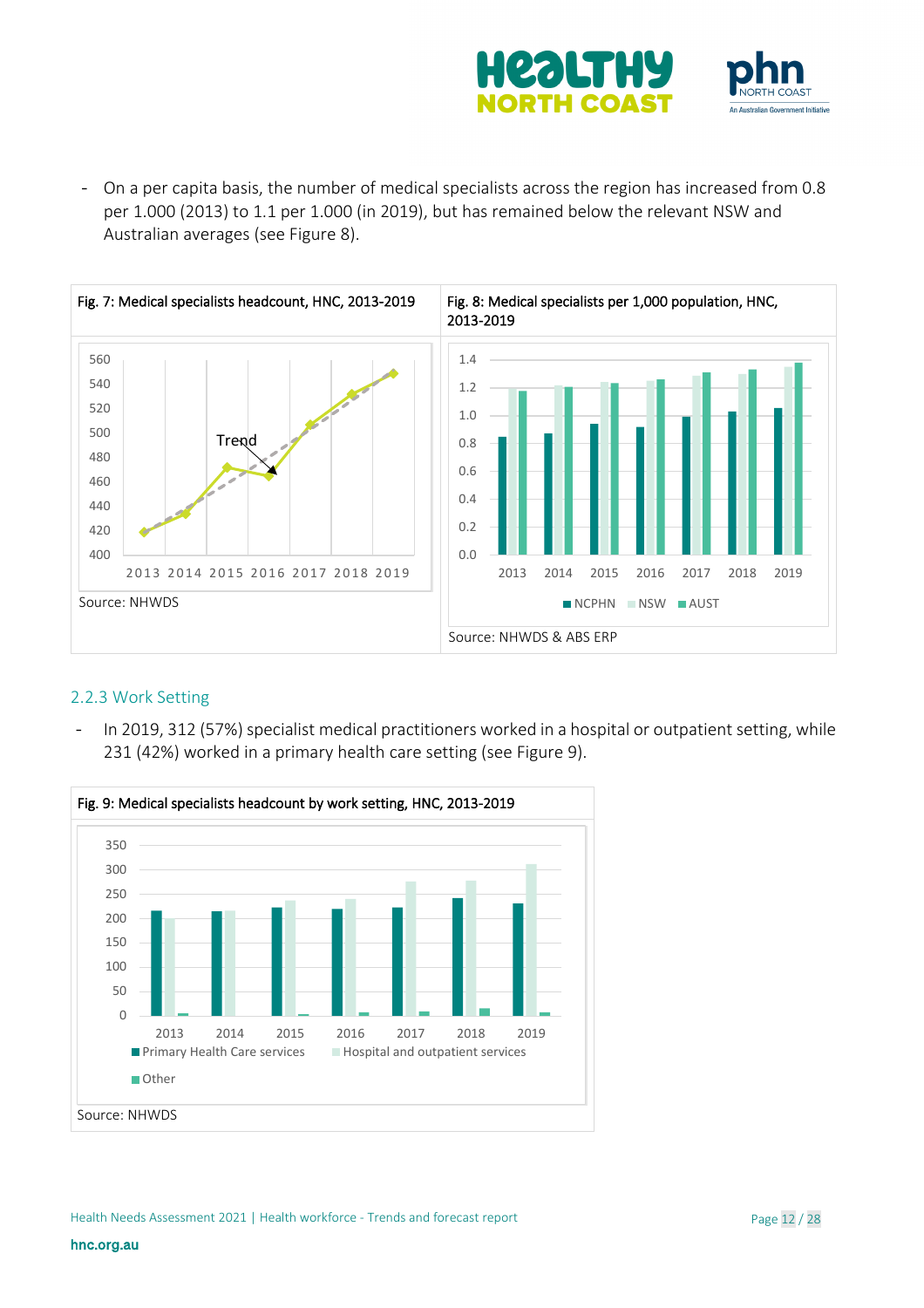- On a per capita basis, the number of medical specialists across the region has increased from 0.8 per 1.000 (2013) to 1.1 per 1.000 (in 2019), but has remained below the relevant NSW and Australian averages (see Figure 8).

Fig. 7: Medical specialists headcount, HNC, 2013-2019

Source: NHWDS

Fig. 8: Medical specialists per 1,000 population, HNC, 2013-2019

Source: NHWDS & ABS ERP

### 2.2.3 Work Setting

- In 2019, 312 (57%) specialist medical practitioners worked in a hospital or outpatient setting, while 231 (42%) worked in a primary health care setting (see Figure 9).

Fig. 9: Medical specialists headcount by work setting, HNC, 2013-2019

Source: NHWDS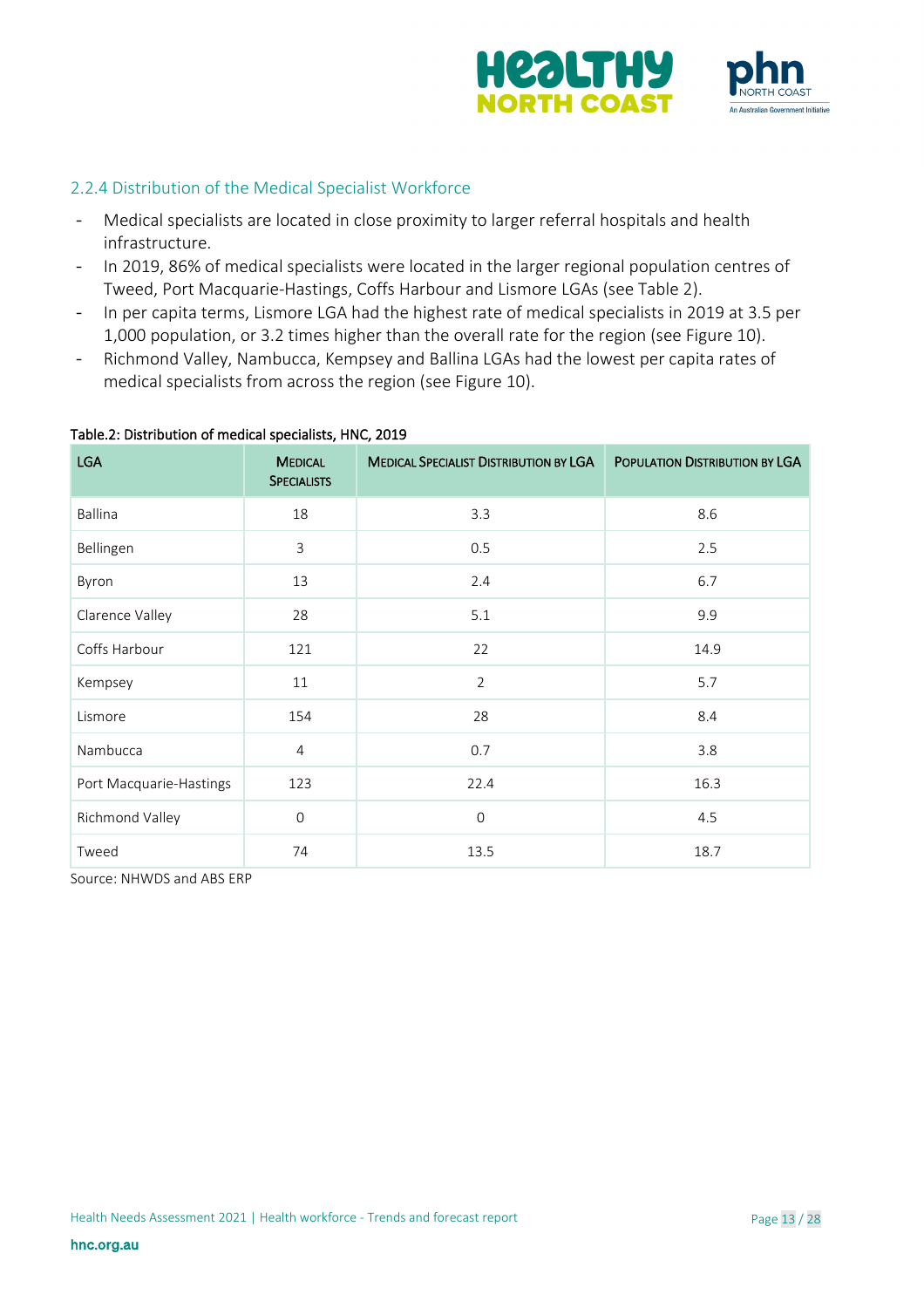### 2.2.4 Distribution of the Medical Specialist Workforce

- Medical specialists are located in close proximity to larger referral hospitals and health infrastructure.
- In 2019, 86% of medical specialists were located in the larger regional population centres of Tweed, Port Macquarie-Hastings, Coffs Harbour and Lismore LGAs (see Table 2).
- In per capita terms, Lismore LGA had the highest rate of medical specialists in 2019 at 3.5 per 1,000 population, or 3.2 times higher than the overall rate for the region (see Figure 10).
- Richmond Valley, Nambucca, Kempsey and Ballina LGAs had the lowest per capita rates of medical specialists from across the region (see Figure 10).

**Table.2: Distribution of medical specialists, HNC, 2019**

| LGA | Medical Specialists | Medical Specialist Distribution by LGA | Population Distribution by LGA |
|---|---|---|---|
| Ballina | 18 | 3.3 | 8.6 |
| Bellingen | 3 | 0.5 | 2.5 |
| Byron | 13 | 2.4 | 6.7 |
| Clarence Valley | 28 | 5.1 | 9.9 |
| Coffs Harbour | 121 | 22 | 14.9 |
| Kempsey | 11 | 2 | 5.7 |
| Lismore | 154 | 28 | 8.4 |
| Nambucca | 4 | 0.7 | 3.8 |
| Port Macquarie-Hastings | 123 | 22.4 | 16.3 |
| Richmond Valley | 0 | 0 | 4.5 |
| Tweed | 74 | 13.5 | 18.7 |

Source: NHWDS and ABS ERP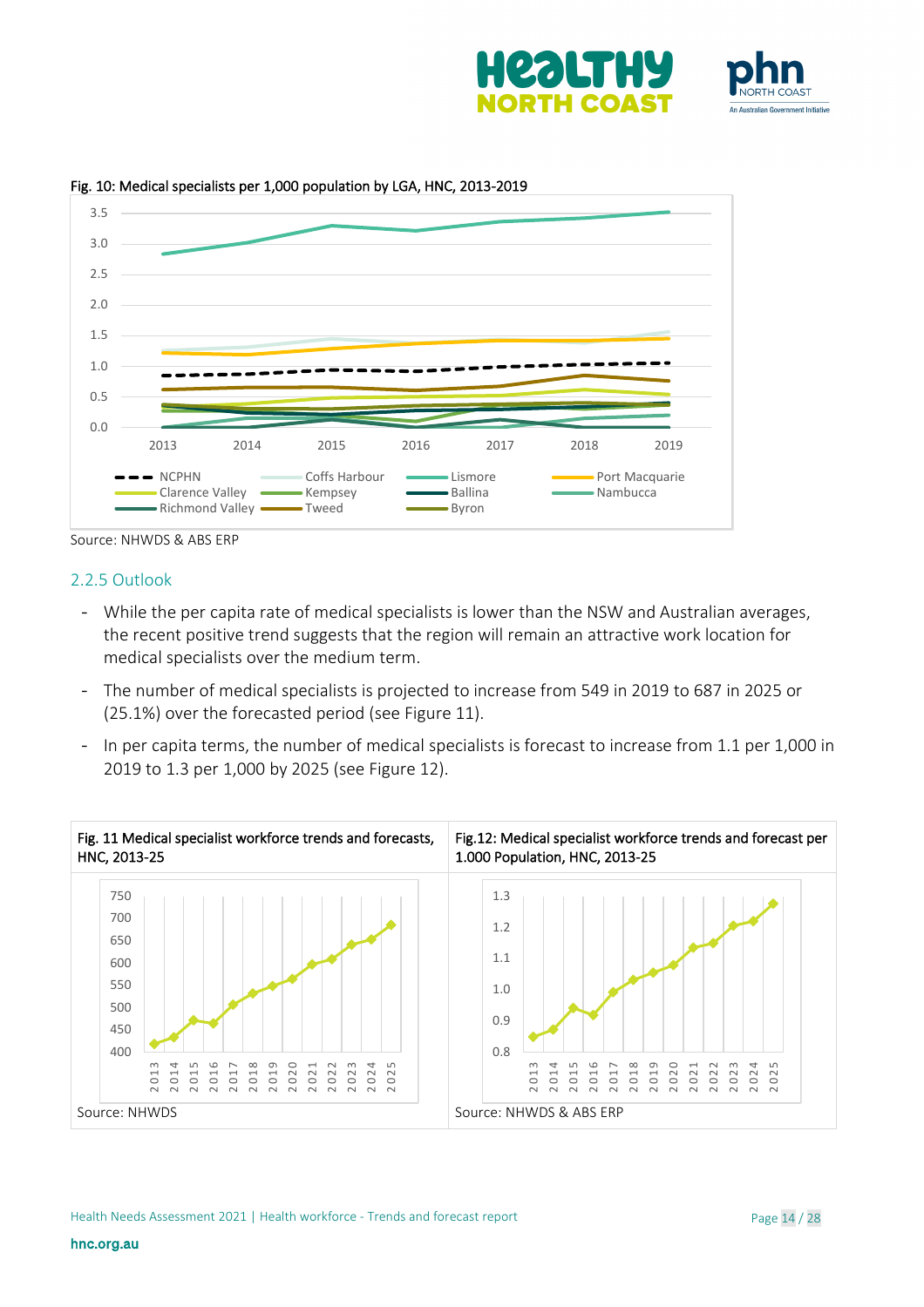Fig. 10: Medical specialists per 1,000 population by LGA, HNC, 2013-2019

Source: NHWDS & ABS ERP

### 2.2.5 Outlook

- While the per capita rate of medical specialists is lower than the NSW and Australian averages, the recent positive trend suggests that the region will remain an attractive work location for medical specialists over the medium term.
- The number of medical specialists is projected to increase from 549 in 2019 to 687 in 2025 or (25.1%) over the forecasted period (see Figure 11).
- In per capita terms, the number of medical specialists is forecast to increase from 1.1 per 1,000 in 2019 to 1.3 per 1,000 by 2025 (see Figure 12).

Fig. 11 Medical specialist workforce trends and forecasts, HNC, 2013-25

Source: NHWDS

Fig.12: Medical specialist workforce trends and forecast per 1.000 Population, HNC, 2013-25

Source: NHWDS & ABS ERP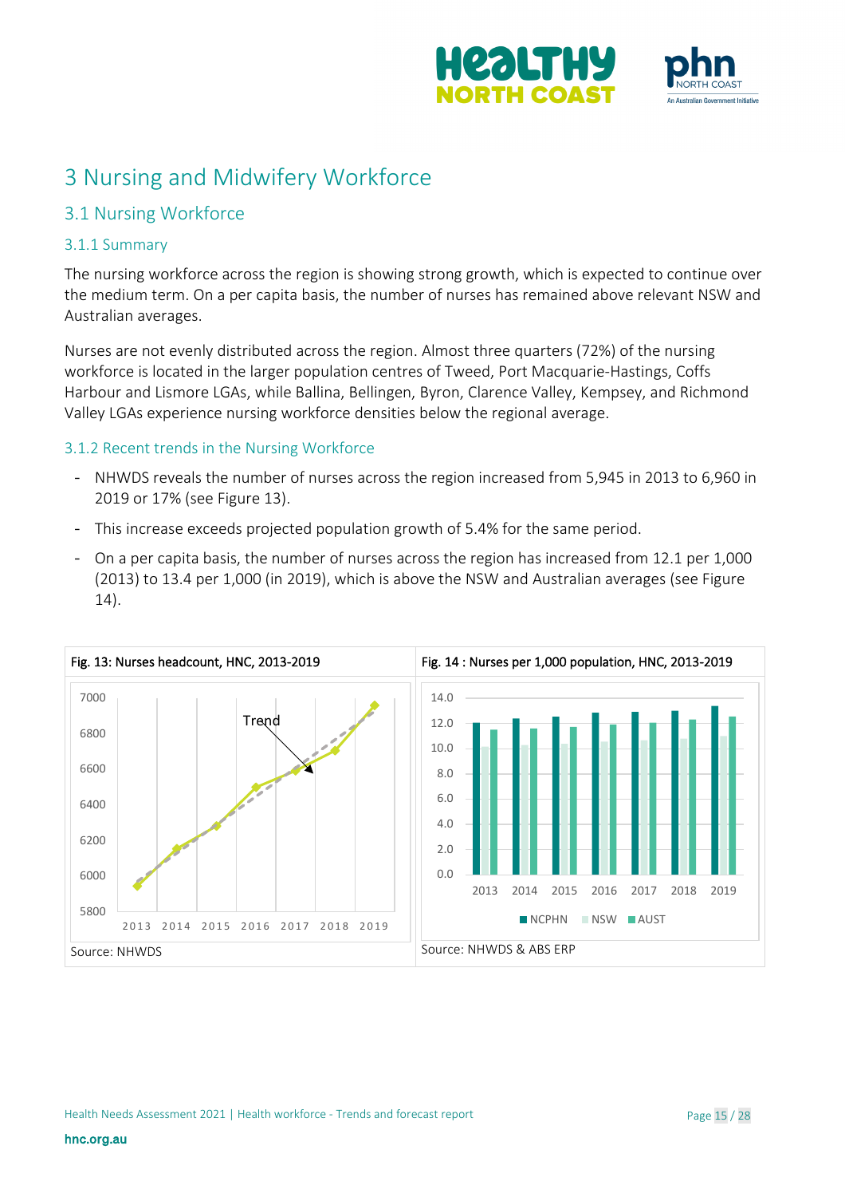# 3 Nursing and Midwifery Workforce

## 3.1 Nursing Workforce

### 3.1.1 Summary

The nursing workforce across the region is showing strong growth, which is expected to continue over the medium term. On a per capita basis, the number of nurses has remained above relevant NSW and Australian averages.

Nurses are not evenly distributed across the region. Almost three quarters (72%) of the nursing workforce is located in the larger population centres of Tweed, Port Macquarie-Hastings, Coffs Harbour and Lismore LGAs, while Ballina, Bellingen, Byron, Clarence Valley, Kempsey, and Richmond Valley LGAs experience nursing workforce densities below the regional average.

### 3.1.2 Recent trends in the Nursing Workforce

- NHWDS reveals the number of nurses across the region increased from 5,945 in 2013 to 6,960 in 2019 or 17% (see Figure 13).
- This increase exceeds projected population growth of 5.4% for the same period.
- On a per capita basis, the number of nurses across the region has increased from 12.1 per 1,000 (2013) to 13.4 per 1,000 (in 2019), which is above the NSW and Australian averages (see Figure 14).

Fig. 13: Nurses headcount, HNC, 2013-2019

Source: NHWDS

Fig. 14 : Nurses per 1,000 population, HNC, 2013-2019

Source: NHWDS & ABS ERP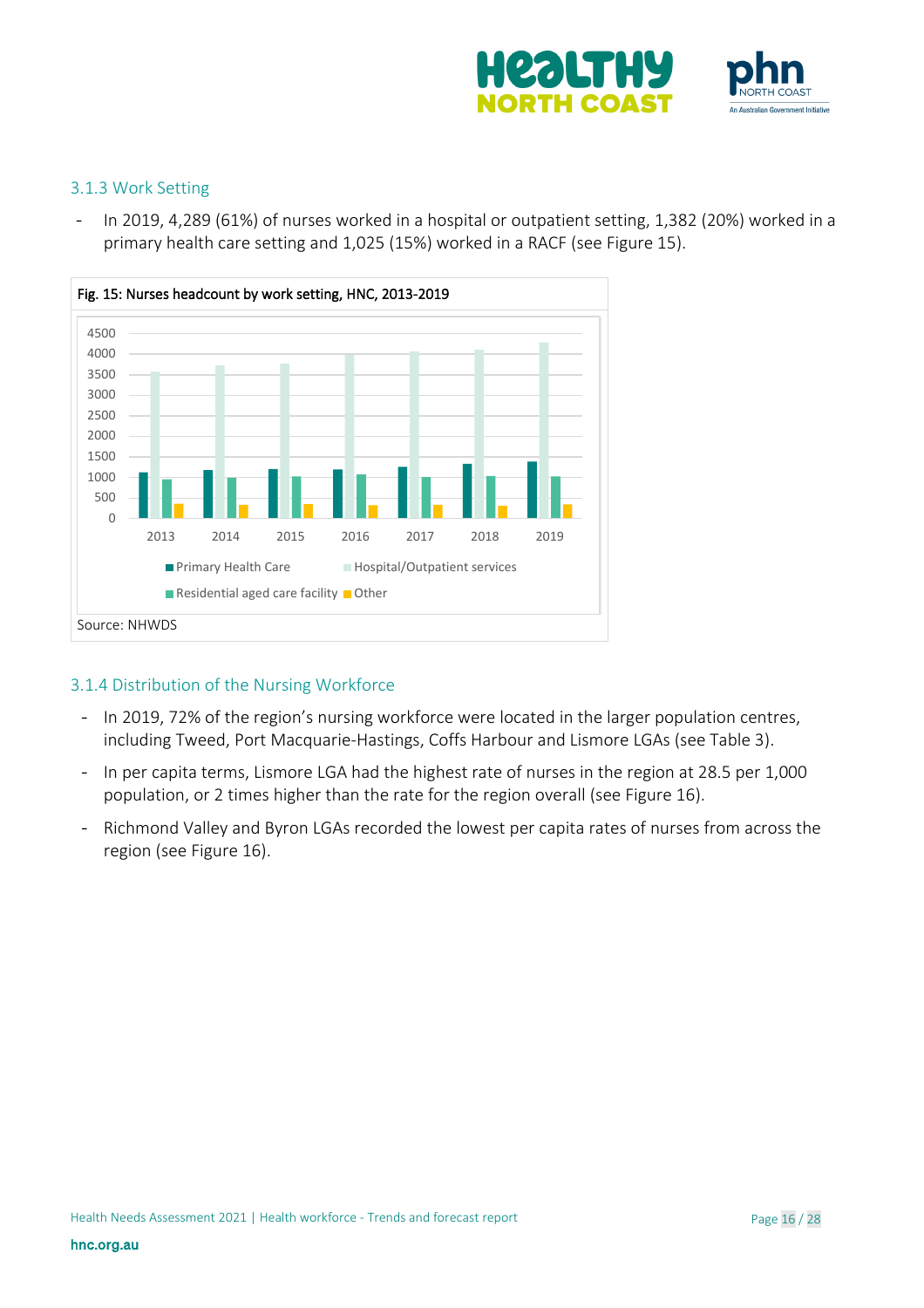### 3.1.3 Work Setting

- In 2019, 4,289 (61%) of nurses worked in a hospital or outpatient setting, 1,382 (20%) worked in a primary health care setting and 1,025 (15%) worked in a RACF (see Figure 15).

Fig. 15: Nurses headcount by work setting, HNC, 2013-2019

Source: NHWDS

### 3.1.4 Distribution of the Nursing Workforce

- In 2019, 72% of the region's nursing workforce were located in the larger population centres, including Tweed, Port Macquarie-Hastings, Coffs Harbour and Lismore LGAs (see Table 3).
- In per capita terms, Lismore LGA had the highest rate of nurses in the region at 28.5 per 1,000 population, or 2 times higher than the rate for the region overall (see Figure 16).
- Richmond Valley and Byron LGAs recorded the lowest per capita rates of nurses from across the region (see Figure 16).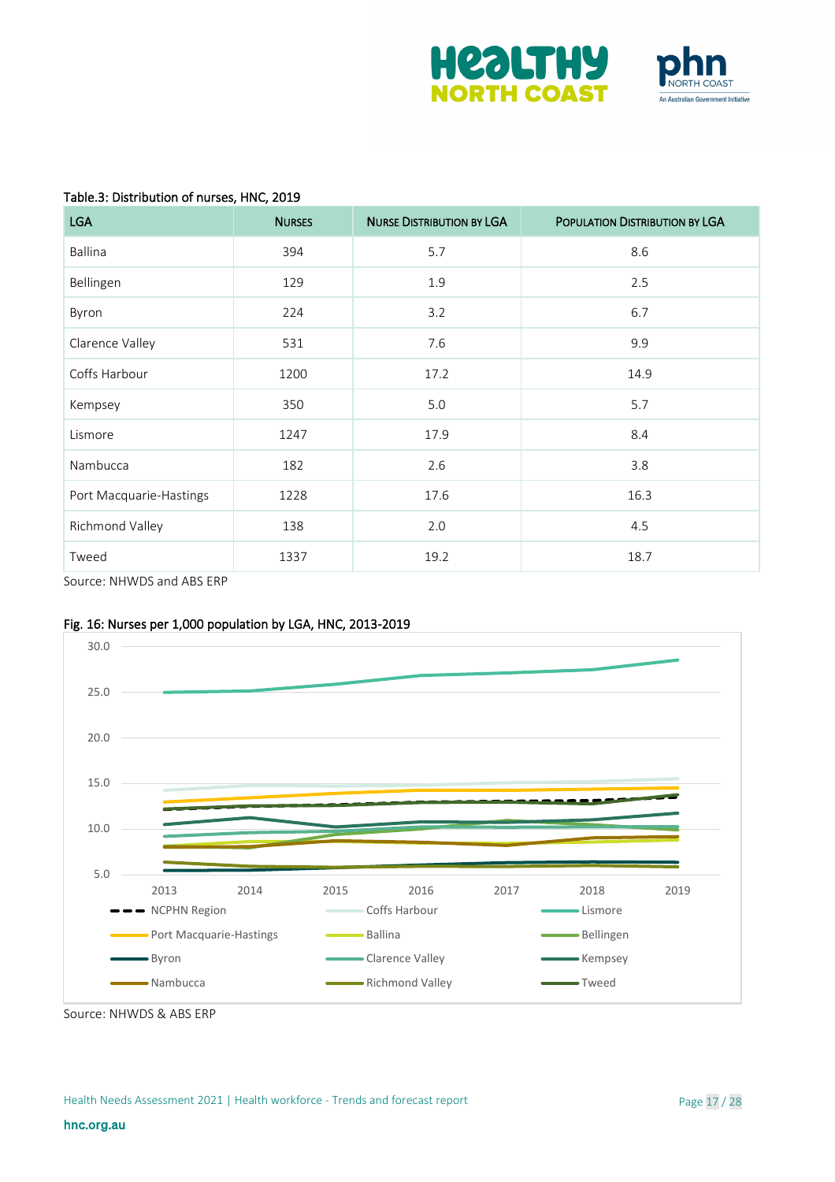Table.3: Distribution of nurses, HNC, 2019

| LGA | Nurses | Nurse Distribution by LGA | Population Distribution by LGA |
|---|---|---|---|
| Ballina | 394 | 5.7 | 8.6 |
| Bellingen | 129 | 1.9 | 2.5 |
| Byron | 224 | 3.2 | 6.7 |
| Clarence Valley | 531 | 7.6 | 9.9 |
| Coffs Harbour | 1200 | 17.2 | 14.9 |
| Kempsey | 350 | 5.0 | 5.7 |
| Lismore | 1247 | 17.9 | 8.4 |
| Nambucca | 182 | 2.6 | 3.8 |
| Port Macquarie-Hastings | 1228 | 17.6 | 16.3 |
| Richmond Valley | 138 | 2.0 | 4.5 |
| Tweed | 1337 | 19.2 | 18.7 |

Source: NHWDS and ABS ERP

Fig. 16: Nurses per 1,000 population by LGA, HNC, 2013-2019

Source: NHWDS & ABS ERP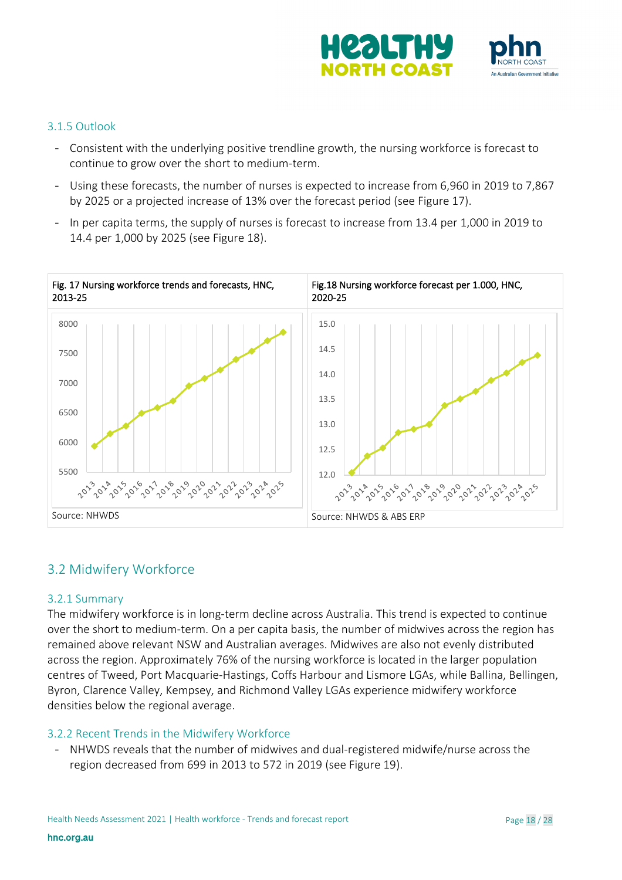### 3.1.5 Outlook

- Consistent with the underlying positive trendline growth, the nursing workforce is forecast to continue to grow over the short to medium-term.
- Using these forecasts, the number of nurses is expected to increase from 6,960 in 2019 to 7,867 by 2025 or a projected increase of 13% over the forecast period (see Figure 17).
- In per capita terms, the supply of nurses is forecast to increase from 13.4 per 1,000 in 2019 to 14.4 per 1,000 by 2025 (see Figure 18).

Fig. 17 Nursing workforce trends and forecasts, HNC, 2013-25

Source: NHWDS

Fig.18 Nursing workforce forecast per 1.000, HNC, 2020-25

Source: NHWDS & ABS ERP

## 3.2 Midwifery Workforce

### 3.2.1 Summary

The midwifery workforce is in long-term decline across Australia. This trend is expected to continue over the short to medium-term. On a per capita basis, the number of midwives across the region has remained above relevant NSW and Australian averages. Midwives are also not evenly distributed across the region. Approximately 76% of the nursing workforce is located in the larger population centres of Tweed, Port Macquarie-Hastings, Coffs Harbour and Lismore LGAs, while Ballina, Bellingen, Byron, Clarence Valley, Kempsey, and Richmond Valley LGAs experience midwifery workforce densities below the regional average.

### 3.2.2 Recent Trends in the Midwifery Workforce

- NHWDS reveals that the number of midwives and dual-registered midwife/nurse across the region decreased from 699 in 2013 to 572 in 2019 (see Figure 19).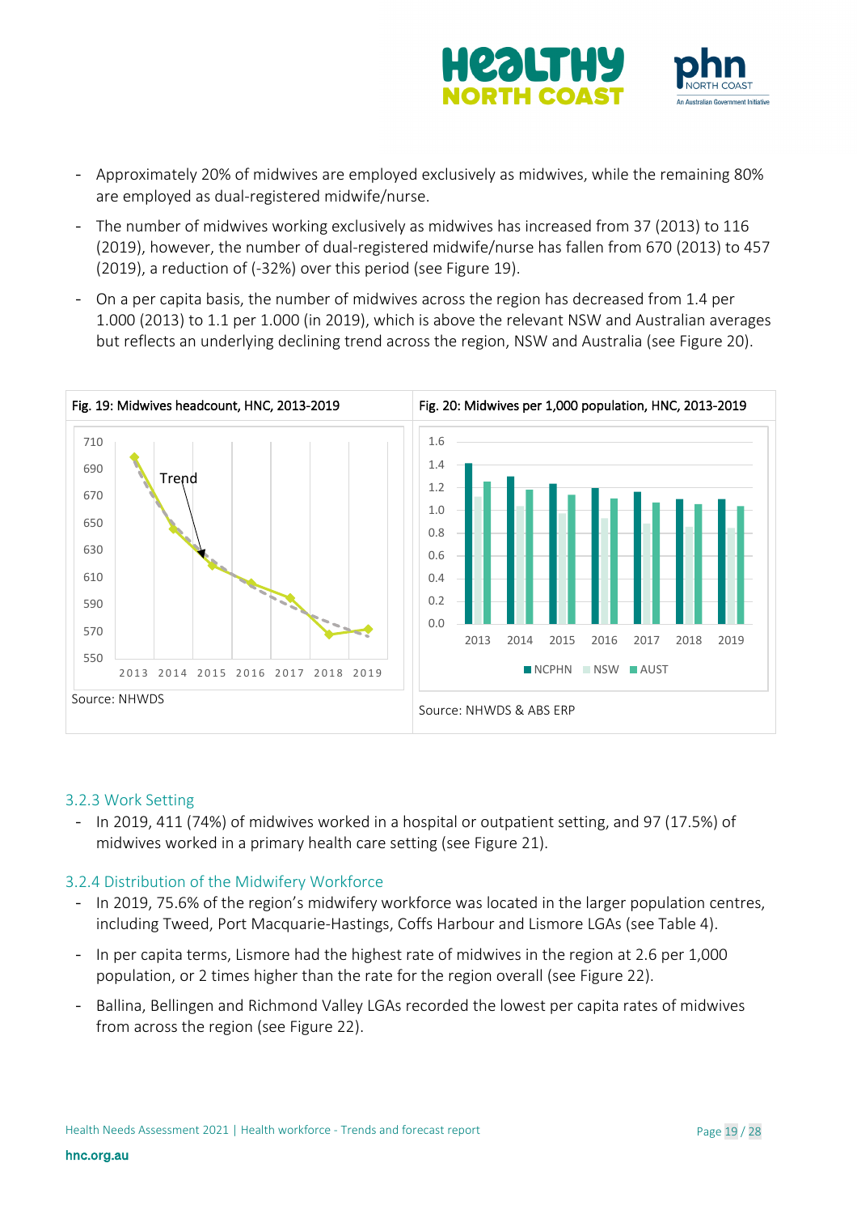- Approximately 20% of midwives are employed exclusively as midwives, while the remaining 80% are employed as dual-registered midwife/nurse.
- The number of midwives working exclusively as midwives has increased from 37 (2013) to 116 (2019), however, the number of dual-registered midwife/nurse has fallen from 670 (2013) to 457 (2019), a reduction of (-32%) over this period (see Figure 19).
- On a per capita basis, the number of midwives across the region has decreased from 1.4 per 1.000 (2013) to 1.1 per 1.000 (in 2019), which is above the relevant NSW and Australian averages but reflects an underlying declining trend across the region, NSW and Australia (see Figure 20).

Fig. 19: Midwives headcount, HNC, 2013-2019

Source: NHWDS

Fig. 20: Midwives per 1,000 population, HNC, 2013-2019

Source: NHWDS & ABS ERP

### 3.2.3 Work Setting

- In 2019, 411 (74%) of midwives worked in a hospital or outpatient setting, and 97 (17.5%) of midwives worked in a primary health care setting (see Figure 21).

### 3.2.4 Distribution of the Midwifery Workforce

- In 2019, 75.6% of the region's midwifery workforce was located in the larger population centres, including Tweed, Port Macquarie-Hastings, Coffs Harbour and Lismore LGAs (see Table 4).
- In per capita terms, Lismore had the highest rate of midwives in the region at 2.6 per 1,000 population, or 2 times higher than the rate for the region overall (see Figure 22).
- Ballina, Bellingen and Richmond Valley LGAs recorded the lowest per capita rates of midwives from across the region (see Figure 22).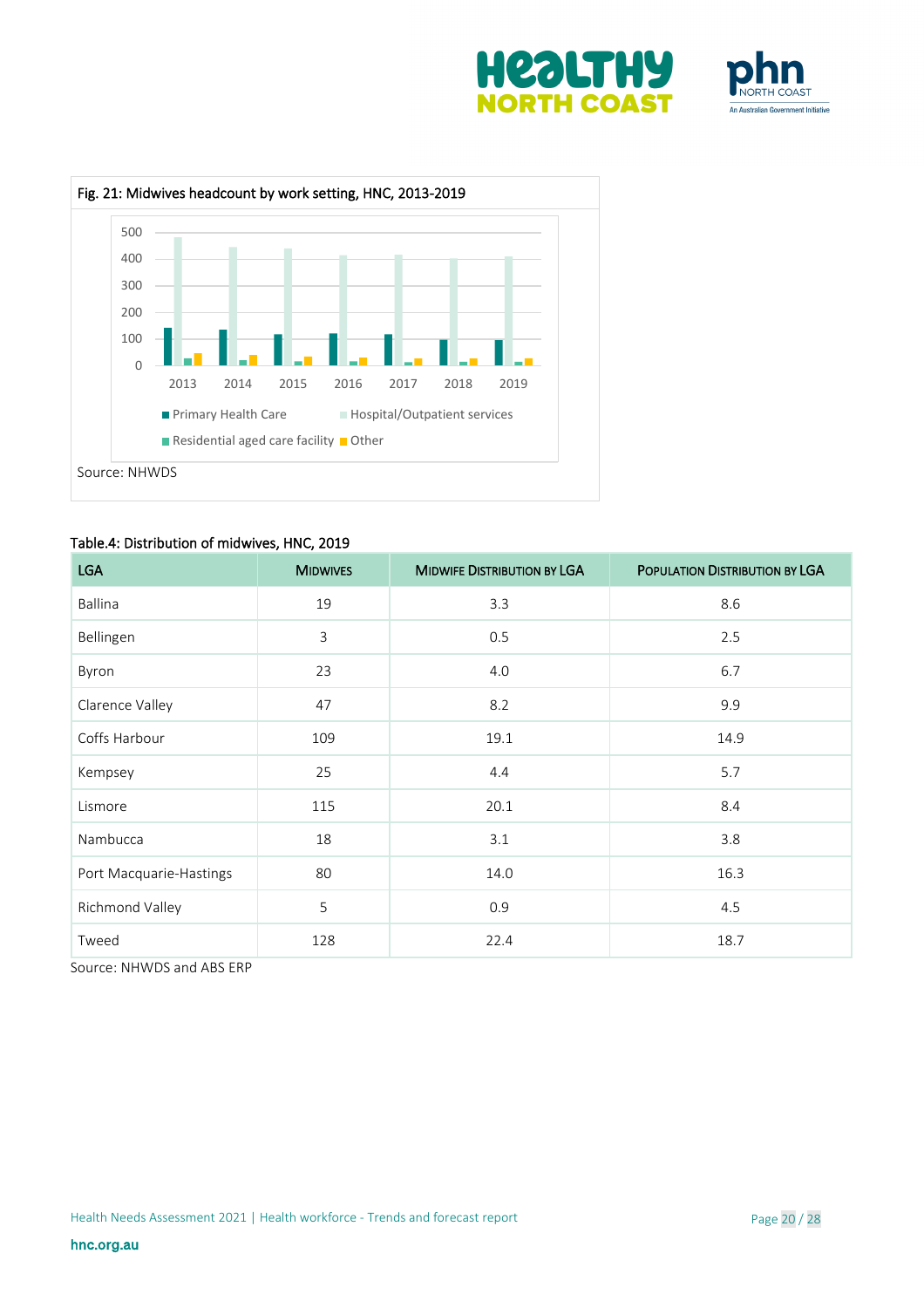Fig. 21: Midwives headcount by work setting, HNC, 2013-2019

Source: NHWDS

Table.4: Distribution of midwives, HNC, 2019

| LGA | Midwives | Midwife Distribution by LGA | Population Distribution by LGA |
|---|---|---|---|
| Ballina | 19 | 3.3 | 8.6 |
| Bellingen | 3 | 0.5 | 2.5 |
| Byron | 23 | 4.0 | 6.7 |
| Clarence Valley | 47 | 8.2 | 9.9 |
| Coffs Harbour | 109 | 19.1 | 14.9 |
| Kempsey | 25 | 4.4 | 5.7 |
| Lismore | 115 | 20.1 | 8.4 |
| Nambucca | 18 | 3.1 | 3.8 |
| Port Macquarie-Hastings | 80 | 14.0 | 16.3 |
| Richmond Valley | 5 | 0.9 | 4.5 |
| Tweed | 128 | 22.4 | 18.7 |

Source: NHWDS and ABS ERP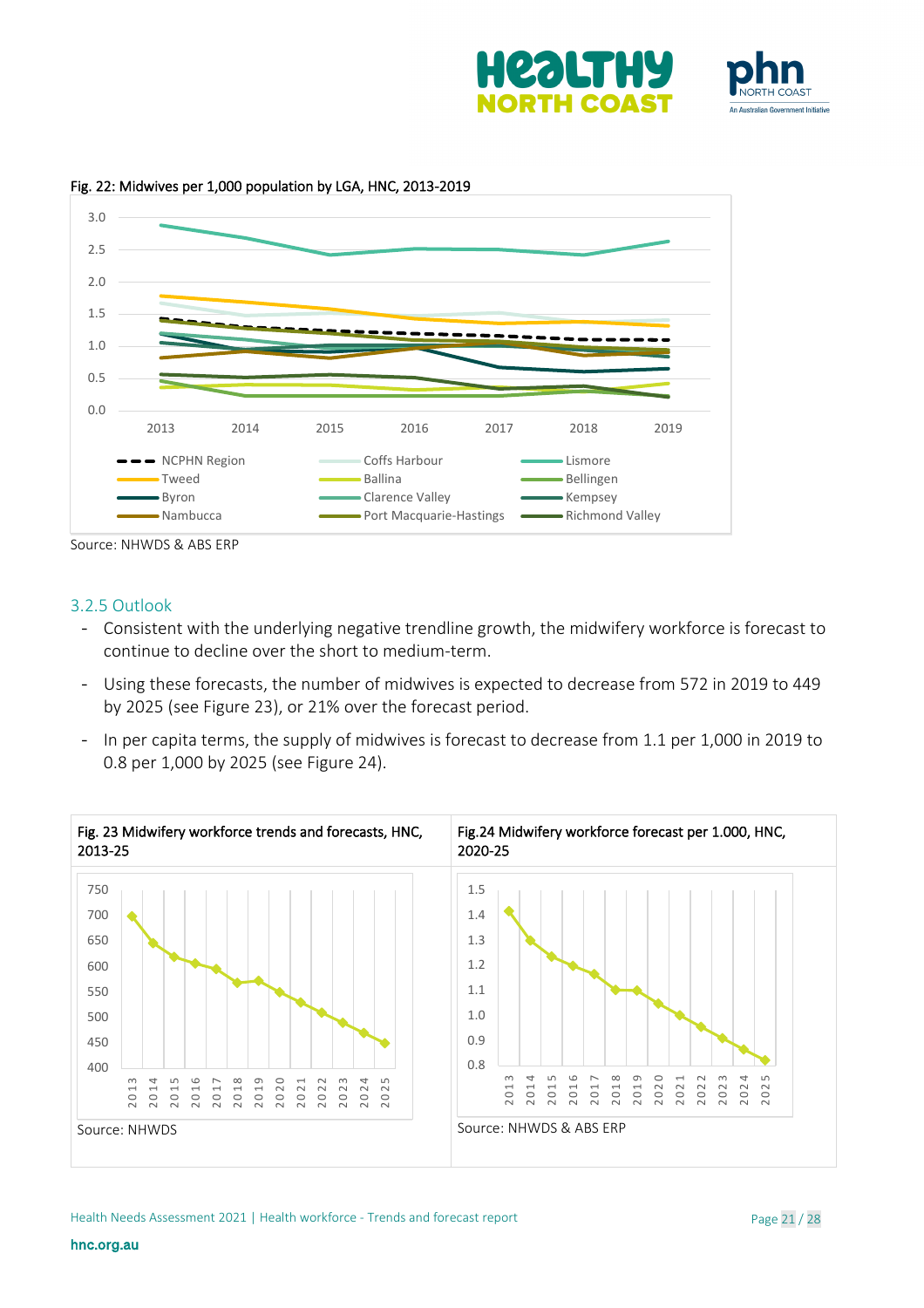Fig. 22: Midwives per 1,000 population by LGA, HNC, 2013-2019

Source: NHWDS & ABS ERP

### 3.2.5 Outlook

- Consistent with the underlying negative trendline growth, the midwifery workforce is forecast to continue to decline over the short to medium-term.
- Using these forecasts, the number of midwives is expected to decrease from 572 in 2019 to 449 by 2025 (see Figure 23), or 21% over the forecast period.
- In per capita terms, the supply of midwives is forecast to decrease from 1.1 per 1,000 in 2019 to 0.8 per 1,000 by 2025 (see Figure 24).

Fig. 23 Midwifery workforce trends and forecasts, HNC, 2013-25

Source: NHWDS

Fig.24 Midwifery workforce forecast per 1.000, HNC, 2020-25

Source: NHWDS & ABS ERP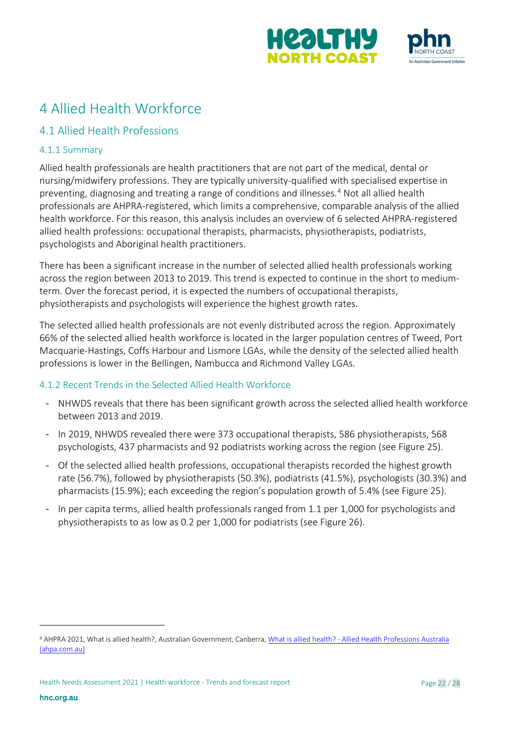# 4 Allied Health Workforce

## 4.1 Allied Health Professions

### 4.1.1 Summary

Allied health professionals are health practitioners that are not part of the medical, dental or nursing/midwifery professions. They are typically university-qualified with specialised expertise in preventing, diagnosing and treating a range of conditions and illnesses.[4] Not all allied health professionals are AHPRA-registered, which limits a comprehensive, comparable analysis of the allied health workforce. For this reason, this analysis includes an overview of 6 selected AHPRA-registered allied health professions: occupational therapists, pharmacists, physiotherapists, podiatrists, psychologists and Aboriginal health practitioners.

There has been a significant increase in the number of selected allied health professionals working across the region between 2013 to 2019. This trend is expected to continue in the short to medium-term. Over the forecast period, it is expected the numbers of occupational therapists, physiotherapists and psychologists will experience the highest growth rates.

The selected allied health professionals are not evenly distributed across the region. Approximately 66% of the selected allied health workforce is located in the larger population centres of Tweed, Port Macquarie-Hastings, Coffs Harbour and Lismore LGAs, while the density of the selected allied health professions is lower in the Bellingen, Nambucca and Richmond Valley LGAs.

### 4.1.2 Recent Trends in the Selected Allied Health Workforce

- NHWDS reveals that there has been significant growth across the selected allied health workforce between 2013 and 2019.
- In 2019, NHWDS revealed there were 373 occupational therapists, 586 physiotherapists, 568 psychologists, 437 pharmacists and 92 podiatrists working across the region (see Figure 25).
- Of the selected allied health professions, occupational therapists recorded the highest growth rate (56.7%), followed by physiotherapists (50.3%), podiatrists (41.5%), psychologists (30.3%) and pharmacists (15.9%); each exceeding the region's population growth of 5.4% (see Figure 25).
- In per capita terms, allied health professionals ranged from 1.1 per 1,000 for psychologists and physiotherapists to as low as 0.2 per 1,000 for podiatrists (see Figure 26).

[4] AHPRA 2021, What is allied health?, Australian Government, Canberra, [What is allied health? - Allied Health Professions Australia (ahpa.com.au)](https://ahpa.com.au)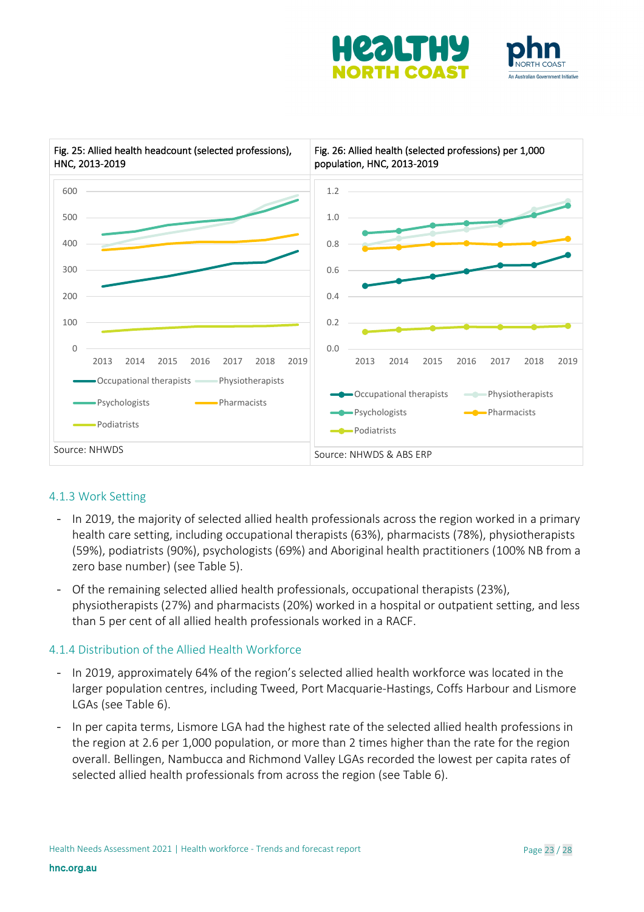Fig. 25: Allied health headcount (selected professions), HNC, 2013-2019

Source: NHWDS

Fig. 26: Allied health (selected professions) per 1,000 population, HNC, 2013-2019

Source: NHWDS & ABS ERP

### 4.1.3 Work Setting

- In 2019, the majority of selected allied health professionals across the region worked in a primary health care setting, including occupational therapists (63%), pharmacists (78%), physiotherapists (59%), podiatrists (90%), psychologists (69%) and Aboriginal health practitioners (100% NB from a zero base number) (see Table 5).
- Of the remaining selected allied health professionals, occupational therapists (23%), physiotherapists (27%) and pharmacists (20%) worked in a hospital or outpatient setting, and less than 5 per cent of all allied health professionals worked in a RACF.

### 4.1.4 Distribution of the Allied Health Workforce

- In 2019, approximately 64% of the region's selected allied health workforce was located in the larger population centres, including Tweed, Port Macquarie-Hastings, Coffs Harbour and Lismore LGAs (see Table 6).
- In per capita terms, Lismore LGA had the highest rate of the selected allied health professions in the region at 2.6 per 1,000 population, or more than 2 times higher than the rate for the region overall. Bellingen, Nambucca and Richmond Valley LGAs recorded the lowest per capita rates of selected allied health professionals from across the region (see Table 6).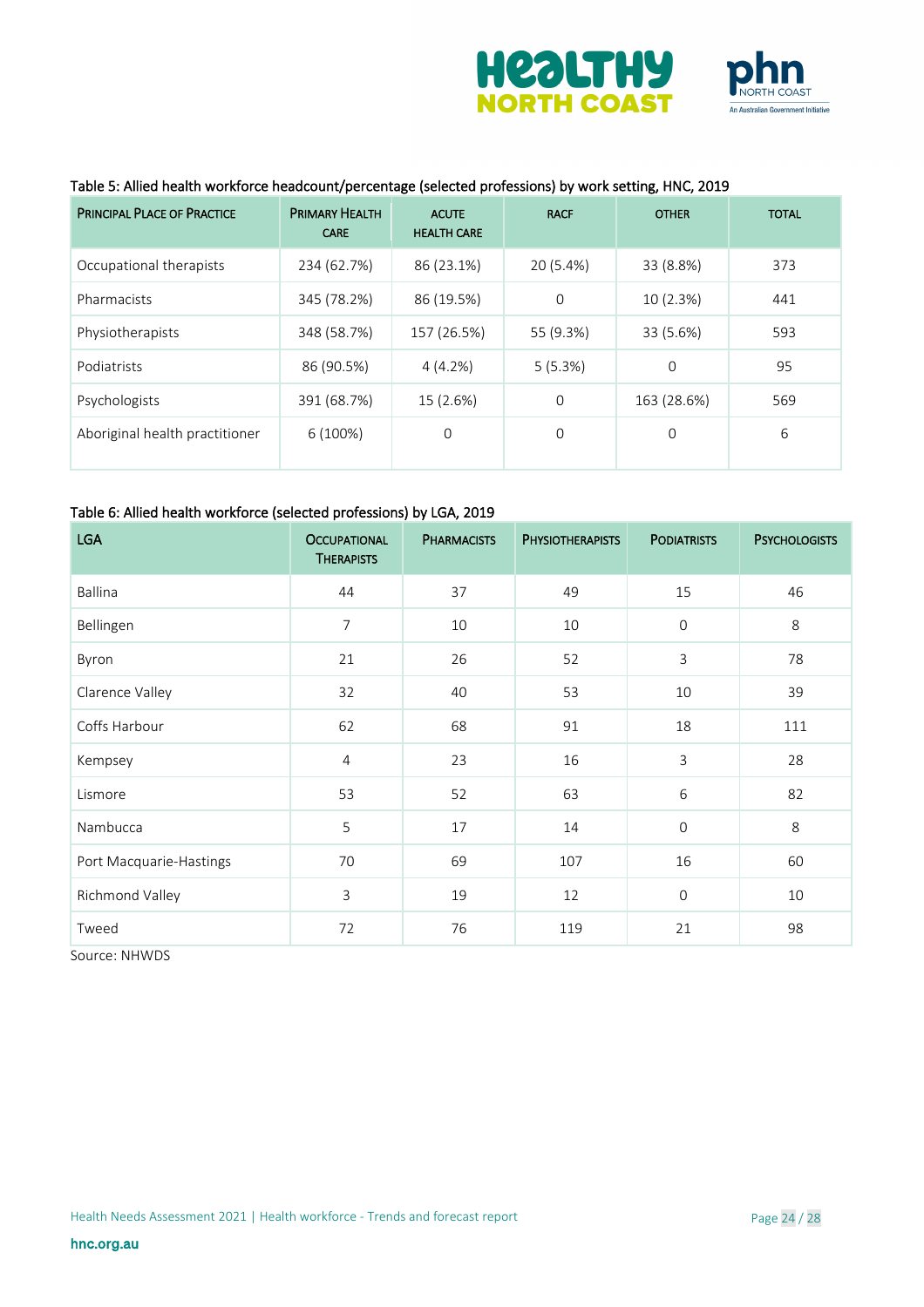Table 5: Allied health workforce headcount/percentage (selected professions) by work setting, HNC, 2019

| Principal Place of Practice | Primary Health Care | Acute Health Care | RACF | Other | Total |
|---|---|---|---|---|---|
| Occupational therapists | 234 (62.7%) | 86 (23.1%) | 20 (5.4%) | 33 (8.8%) | 373 |
| Pharmacists | 345 (78.2%) | 86 (19.5%) | 0 | 10 (2.3%) | 441 |
| Physiotherapists | 348 (58.7%) | 157 (26.5%) | 55 (9.3%) | 33 (5.6%) | 593 |
| Podiatrists | 86 (90.5%) | 4 (4.2%) | 5 (5.3%) | 0 | 95 |
| Psychologists | 391 (68.7%) | 15 (2.6%) | 0 | 163 (28.6%) | 569 |
| Aboriginal health practitioner | 6 (100%) | 0 | 0 | 0 | 6 |

Table 6: Allied health workforce (selected professions) by LGA, 2019

| LGA | Occupational Therapists | Pharmacists | Physiotherapists | Podiatrists | Psychologists |
|---|---|---|---|---|---|
| Ballina | 44 | 37 | 49 | 15 | 46 |
| Bellingen | 7 | 10 | 10 | 0 | 8 |
| Byron | 21 | 26 | 52 | 3 | 78 |
| Clarence Valley | 32 | 40 | 53 | 10 | 39 |
| Coffs Harbour | 62 | 68 | 91 | 18 | 111 |
| Kempsey | 4 | 23 | 16 | 3 | 28 |
| Lismore | 53 | 52 | 63 | 6 | 82 |
| Nambucca | 5 | 17 | 14 | 0 | 8 |
| Port Macquarie-Hastings | 70 | 69 | 107 | 16 | 60 |
| Richmond Valley | 3 | 19 | 12 | 0 | 10 |
| Tweed | 72 | 76 | 119 | 21 | 98 |

Source: NHWDS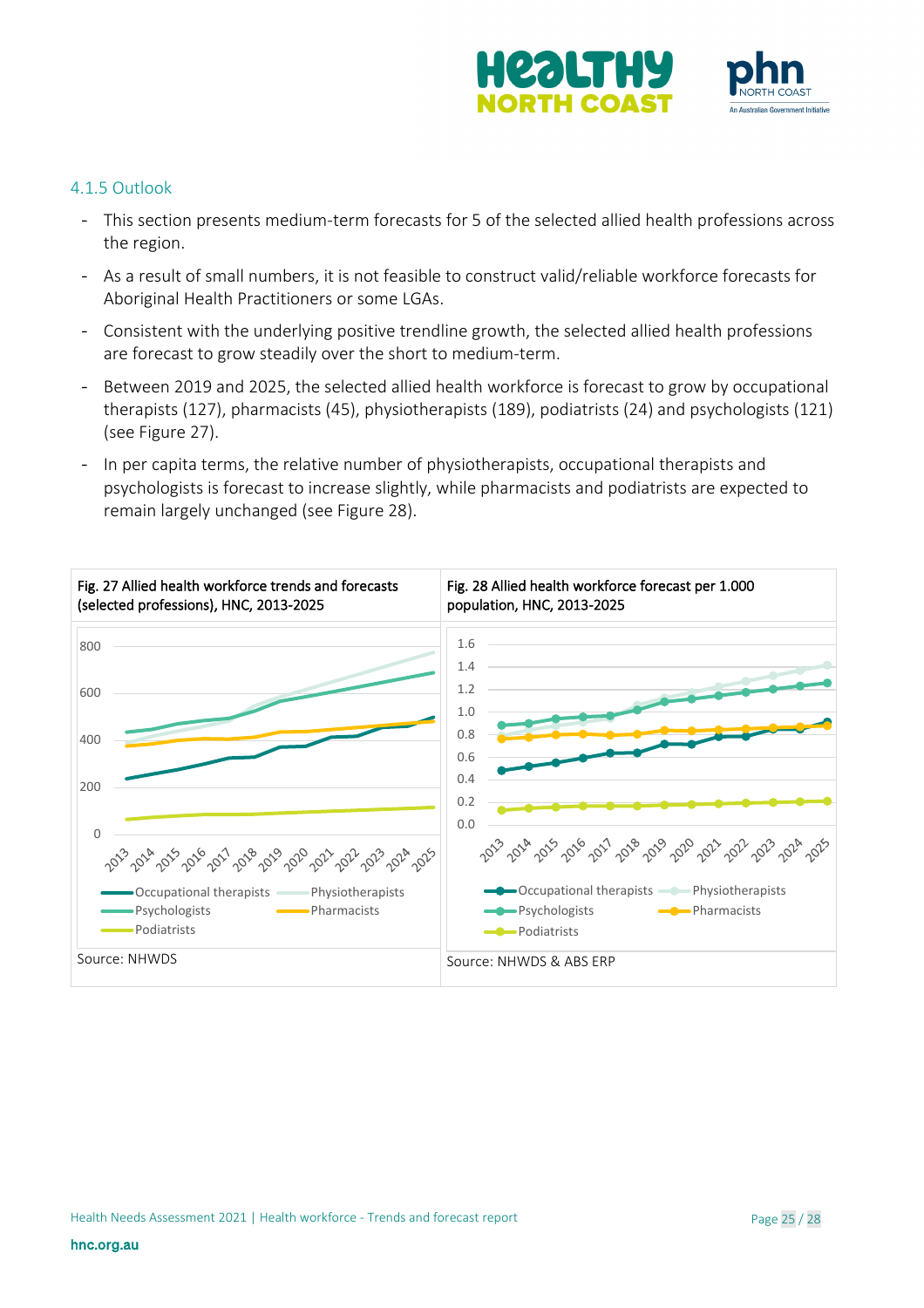### 4.1.5 Outlook

- This section presents medium-term forecasts for 5 of the selected allied health professions across the region.
- As a result of small numbers, it is not feasible to construct valid/reliable workforce forecasts for Aboriginal Health Practitioners or some LGAs.
- Consistent with the underlying positive trendline growth, the selected allied health professions are forecast to grow steadily over the short to medium-term.
- Between 2019 and 2025, the selected allied health workforce is forecast to grow by occupational therapists (127), pharmacists (45), physiotherapists (189), podiatrists (24) and psychologists (121) (see Figure 27).
- In per capita terms, the relative number of physiotherapists, occupational therapists and psychologists is forecast to increase slightly, while pharmacists and podiatrists are expected to remain largely unchanged (see Figure 28).

Fig. 27 Allied health workforce trends and forecasts (selected professions), HNC, 2013-2025

Source: NHWDS

Fig. 28 Allied health workforce forecast per 1.000 population, HNC, 2013-2025

Source: NHWDS & ABS ERP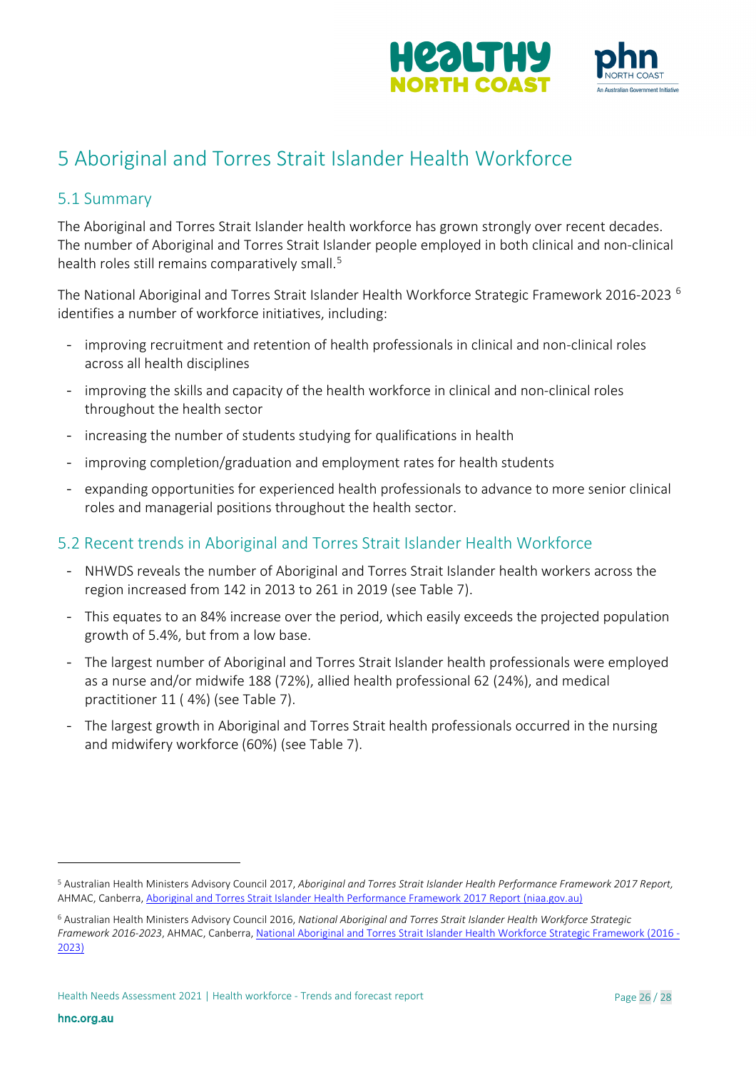# 5 Aboriginal and Torres Strait Islander Health Workforce

## 5.1 Summary

The Aboriginal and Torres Strait Islander health workforce has grown strongly over recent decades. The number of Aboriginal and Torres Strait Islander people employed in both clinical and non-clinical health roles still remains comparatively small.[5]

The National Aboriginal and Torres Strait Islander Health Workforce Strategic Framework 2016-2023 [6] identifies a number of workforce initiatives, including:

- improving recruitment and retention of health professionals in clinical and non-clinical roles across all health disciplines
- improving the skills and capacity of the health workforce in clinical and non-clinical roles throughout the health sector
- increasing the number of students studying for qualifications in health
- improving completion/graduation and employment rates for health students
- expanding opportunities for experienced health professionals to advance to more senior clinical roles and managerial positions throughout the health sector.

## 5.2 Recent trends in Aboriginal and Torres Strait Islander Health Workforce

- NHWDS reveals the number of Aboriginal and Torres Strait Islander health workers across the region increased from 142 in 2013 to 261 in 2019 (see Table 7).
- This equates to an 84% increase over the period, which easily exceeds the projected population growth of 5.4%, but from a low base.
- The largest number of Aboriginal and Torres Strait Islander health professionals were employed as a nurse and/or midwife 188 (72%), allied health professional 62 (24%), and medical practitioner 11 ( 4%) (see Table 7).
- The largest growth in Aboriginal and Torres Strait health professionals occurred in the nursing and midwifery workforce (60%) (see Table 7).

---

[5] Australian Health Ministers Advisory Council 2017, *Aboriginal and Torres Strait Islander Health Performance Framework 2017 Report,* AHMAC, Canberra, [Aboriginal and Torres Strait Islander Health Performance Framework 2017 Report (niaa.gov.au)]()

[6] Australian Health Ministers Advisory Council 2016, *National Aboriginal and Torres Strait Islander Health Workforce Strategic Framework 2016-2023*, AHMAC, Canberra, [National Aboriginal and Torres Strait Islander Health Workforce Strategic Framework (2016 - 2023)]()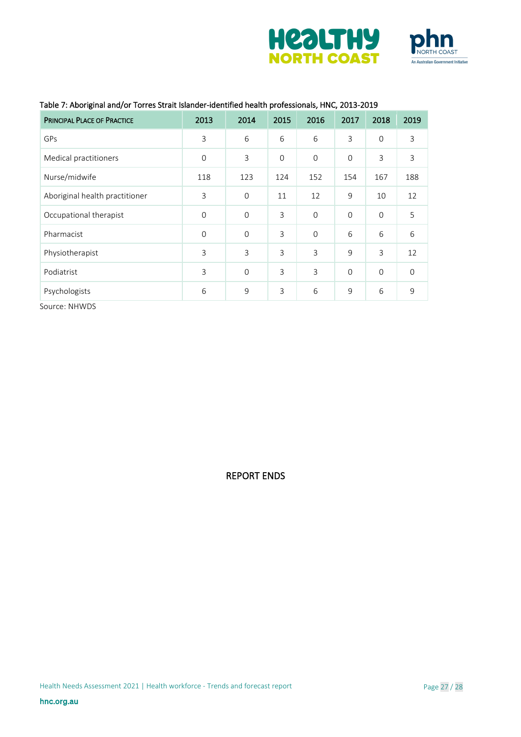Table 7: Aboriginal and/or Torres Strait Islander-identified health professionals, HNC, 2013-2019

| Principal Place of Practice | 2013 | 2014 | 2015 | 2016 | 2017 | 2018 | 2019 |
|---|---|---|---|---|---|---|---|
| GPs | 3 | 6 | 6 | 6 | 3 | 0 | 3 |
| Medical practitioners | 0 | 3 | 0 | 0 | 0 | 3 | 3 |
| Nurse/midwife | 118 | 123 | 124 | 152 | 154 | 167 | 188 |
| Aboriginal health practitioner | 3 | 0 | 11 | 12 | 9 | 10 | 12 |
| Occupational therapist | 0 | 0 | 3 | 0 | 0 | 0 | 5 |
| Pharmacist | 0 | 0 | 3 | 0 | 6 | 6 | 6 |
| Physiotherapist | 3 | 3 | 3 | 3 | 9 | 3 | 12 |
| Podiatrist | 3 | 0 | 3 | 3 | 0 | 0 | 0 |
| Psychologists | 6 | 9 | 3 | 6 | 9 | 6 | 9 |

Source: NHWDS

REPORT ENDS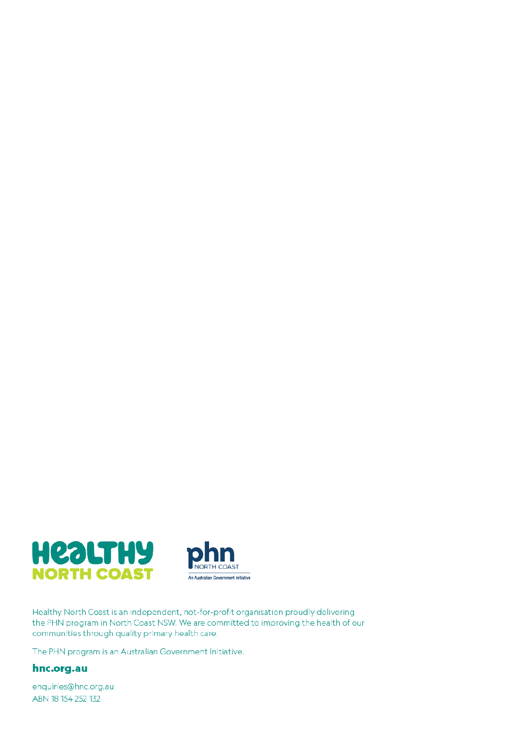HEALTHY NORTH COAST

phn NORTH COAST An Australian Government Initiative

Healthy North Coast is an independent, not-for-profit organisation proudly delivering the PHN program in North Coast NSW. We are committed to improving the health of our communities through quality primary health care.

The PHN program is an Australian Government Initiative.

**hnc.org.au**

enquiries@hnc.org.au
ABN 18 154 252 132